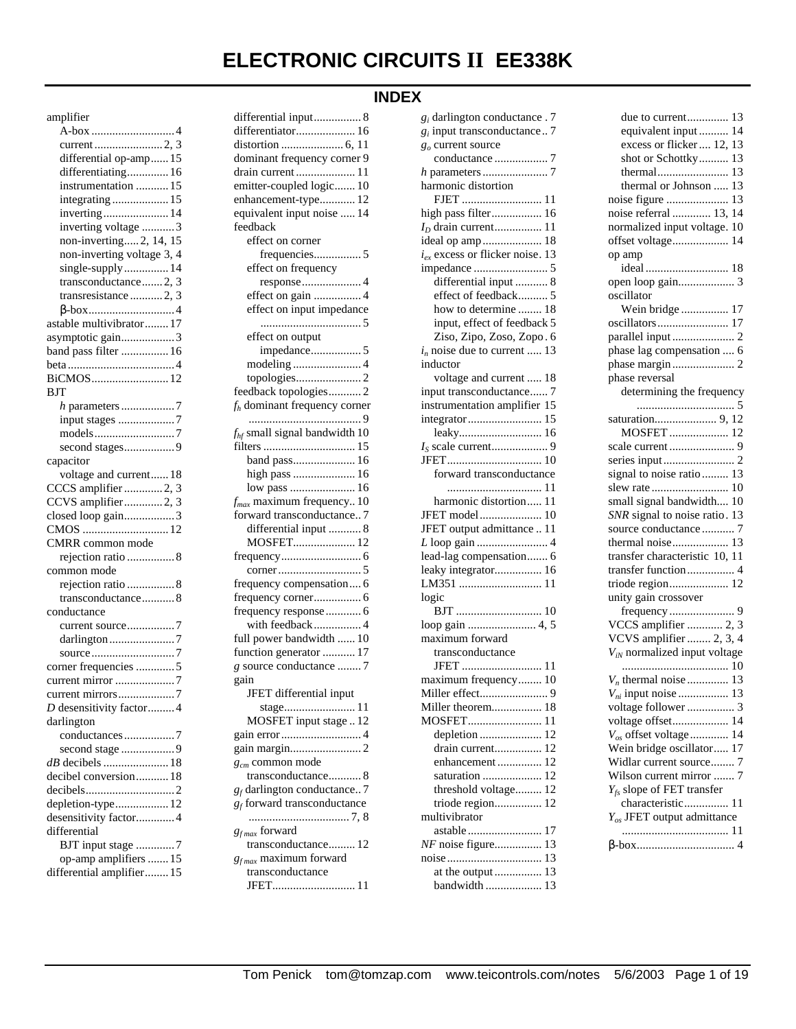# ELECTRONIC CIRCUITS II EE338K

## INDEX

amplifier
- A-box ... 4
- current ... 2, 3
- differential op-amp ... 15
- differentiating ... 16
- instrumentation ... 15
- integrating ... 15
- inverting ... 14
- inverting voltage ... 3
- non-inverting ... 2, 14, 15
- non-inverting voltage 3, 4
- single-supply ... 14
- transconductance ... 2, 3
- transresistance ... 2, 3
- β-box ... 4

astable multivibrator ... 17
asymptotic gain ... 3
band pass filter ... 16
beta ... 4
BiCMOS ... 12
BJT
- *h* parameters ... 7
- input stages ... 7
- models ... 7
- second stages ... 9

capacitor
- voltage and current ... 18

CCCS amplifier ... 2, 3
CCVS amplifier ... 2, 3
closed loop gain ... 3
CMOS ... 12
CMRR common mode
- rejection ratio ... 8

common mode
- rejection ratio ... 8
- transconductance ... 8

conductance
- current source ... 7
- darlington ... 7
- source ... 7

corner frequencies ... 5
current mirror ... 7
current mirrors ... 7
*D* desensitivity factor ... 4
darlington
- conductances ... 7
- second stage ... 9

*dB* decibels ... 18
decibel conversion ... 18
decibels ... 2
depletion-type ... 12
desensitivity factor ... 4
differential
- BJT input stage ... 7
- op-amp amplifiers ... 15

differential amplifier ... 15
differential input ... 8
differentiator ... 16
distortion ... 6, 11
dominant frequency corner 9
drain current ... 11
emitter-coupled logic ... 10
enhancement-type ... 12
equivalent input noise ... 14
feedback
- effect on corner frequencies ... 5
- effect on frequency response ... 4
- effect on gain ... 4
- effect on input impedance ... 5
- effect on output impedance ... 5
- modeling ... 4
- topologies ... 2

feedback topologies ... 2
$f_h$ dominant frequency corner ... 9
$f_{hf}$ small signal bandwidth 10
filters ... 15
- band pass ... 16
- high pass ... 16
- low pass ... 16

$f_{max}$ maximum frequency .. 10
forward transconductance .. 7
- differential input ... 8
- MOSFET ... 12

frequency ... 6
- corner ... 5

frequency compensation ... 6
frequency corner ... 6
frequency response ... 6
- with feedback ... 4

full power bandwidth ... 10
function generator ... 17
*g* source conductance ... 7
gain
- JFET differential input stage ... 11
- MOSFET input stage .. 12

gain error ... 4
gain margin ... 2
$g_{cm}$ common mode transconductance ... 8
$g_f$ darlington conductance .. 7
$g_f$ forward transconductance ... 7, 8
$g_{f\,max}$ forward transconductance ... 12
$g_{f\,max}$ maximum forward transconductance JFET ... 11
$g_i$ darlington conductance . 7
$g_i$ input transconductance .. 7
$g_o$ current source conductance ... 7
*h* parameters ... 7
harmonic distortion
- FJET ... 11

high pass filter ... 16
$I_D$ drain current ... 11
ideal op amp ... 18
$i_{ex}$ excess or flicker noise. 13
impedance ... 5
- differential input ... 8
- effect of feedback ... 5
- how to determine ... 18
- input, effect of feedback 5
- Ziso, Zipo, Zoso, Zopo . 6

$i_n$ noise due to current ... 13
inductor
- voltage and current ... 18

input transconductance ... 7
instrumentation amplifier 15
integrator ... 15
- leaky ... 16

$I_S$ scale current ... 9
JFET ... 10
- forward transconductance ... 11
- harmonic distortion ... 11

JFET model ... 10
JFET output admittance .. 11
*L* loop gain ... 4
lead-lag compensation ... 6
leaky integrator ... 16
LM351 ... 11
logic
- BJT ... 10

loop gain ... 4, 5
maximum forward transconductance
- JFET ... 11

maximum frequency ... 10
Miller effect ... 9
Miller theorem ... 18
MOSFET ... 11
- depletion ... 12
- drain current ... 12
- enhancement ... 12
- saturation ... 12
- threshold voltage ... 12
- triode region ... 12

multivibrator
- astable ... 17

*NF* noise figure ... 13
noise ... 13
- at the output ... 13
- bandwidth ... 13
- due to current ... 13
- equivalent input ... 14
- excess or flicker ... 12, 13
- shot or Schottky ... 13
- thermal ... 13
- thermal or Johnson ... 13

noise figure ... 13
noise referral ... 13, 14
normalized input voltage. 10
offset voltage ... 14
op amp
- ideal ... 18

open loop gain ... 3
oscillator
- Wein bridge ... 17

oscillators ... 17
parallel input ... 2
phase lag compensation ... 6
phase margin ... 2
phase reversal
- determining the frequency ... 5

saturation ... 9, 12
- MOSFET ... 12

scale current ... 9
series input ... 2
signal to noise ratio ... 13
slew rate ... 10
small signal bandwidth ... 10
*SNR* signal to noise ratio . 13
source conductance ... 7
thermal noise ... 13
transfer characteristic 10, 11
transfer function ... 4
triode region ... 12
unity gain crossover
- frequency ... 9

VCCS amplifier ... 2, 3
VCVS amplifier ... 2, 3, 4
$V_{iN}$ normalized input voltage ... 10
$V_n$ thermal noise ... 13
$V_{ni}$ input noise ... 13
voltage follower ... 3
voltage offset ... 14
$V_{os}$ offset voltage ... 14
Wein bridge oscillator ... 17
Widlar current source ... 7
Wilson current mirror ... 7
$Y_{fs}$ slope of FET transfer characteristic ... 11
$Y_{os}$ JFET output admittance ... 11
β-box ... 4

Tom Penick tom@tomzap.com www.teicontrols.com/notes 5/6/2003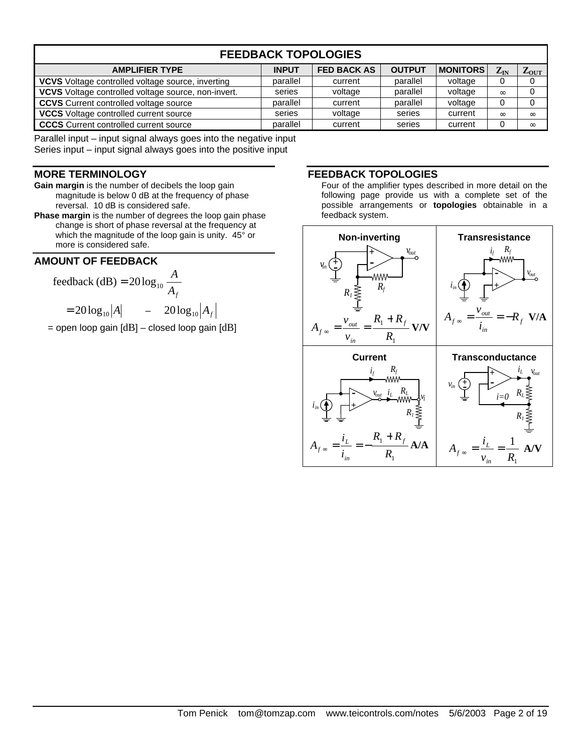## FEEDBACK TOPOLOGIES

| AMPLIFIER TYPE | INPUT | FED BACK AS | OUTPUT | MONITORS | $Z_{IN}$ | $Z_{OUT}$ |
|---|---|---|---|---|---|---|
| **VCVS** Voltage controlled voltage source, inverting | parallel | current | parallel | voltage | 0 | 0 |
| **VCVS** Voltage controlled voltage source, non-invert. | series | voltage | parallel | voltage | ∞ | 0 |
| **CCVS** Current controlled voltage source | parallel | current | parallel | voltage | 0 | 0 |
| **VCCS** Voltage controlled current source | series | voltage | series | current | ∞ | ∞ |
| **CCCS** Current controlled current source | parallel | current | series | current | 0 | ∞ |

Parallel input – input signal always goes into the negative input
Series input – input signal always goes into the positive input

## MORE TERMINOLOGY

**Gain margin** is the number of decibels the loop gain magnitude is below 0 dB at the frequency of phase reversal. 10 dB is considered safe.

**Phase margin** is the number of degrees the loop gain phase change is short of phase reversal at the frequency at which the magnitude of the loop gain is unity. 45° or more is considered safe.

## AMOUNT OF FEEDBACK

$$\text{feedback (dB)} = 20\log_{10}\frac{A}{A_f}$$

$$= 20\log_{10}|A| \quad - \quad 20\log_{10}|A_f|$$

= open loop gain [dB] – closed loop gain [dB]

## FEEDBACK TOPOLOGIES

Four of the amplifier types described in more detail on the following page provide us with a complete set of the possible arrangements or **topologies** obtainable in a feedback system.

**Non-inverting**

$$A_{f\infty} = \frac{v_{out}}{v_{in}} = \frac{R_1 + R_f}{R_1}\ \mathbf{V/V}$$

**Transresistance**

$$A_{f\infty} = \frac{v_{out}}{i_{in}} = -R_f\ \mathbf{V/A}$$

**Current**

$$A_{f\infty} = \frac{i_L}{i_{in}} = -\frac{R_1 + R_f}{R_1}\ \mathbf{A/A}$$

**Transconductance**

$$A_{f\infty} = \frac{i_L}{v_{in}} = \frac{1}{R_1}\ \mathbf{A/V}$$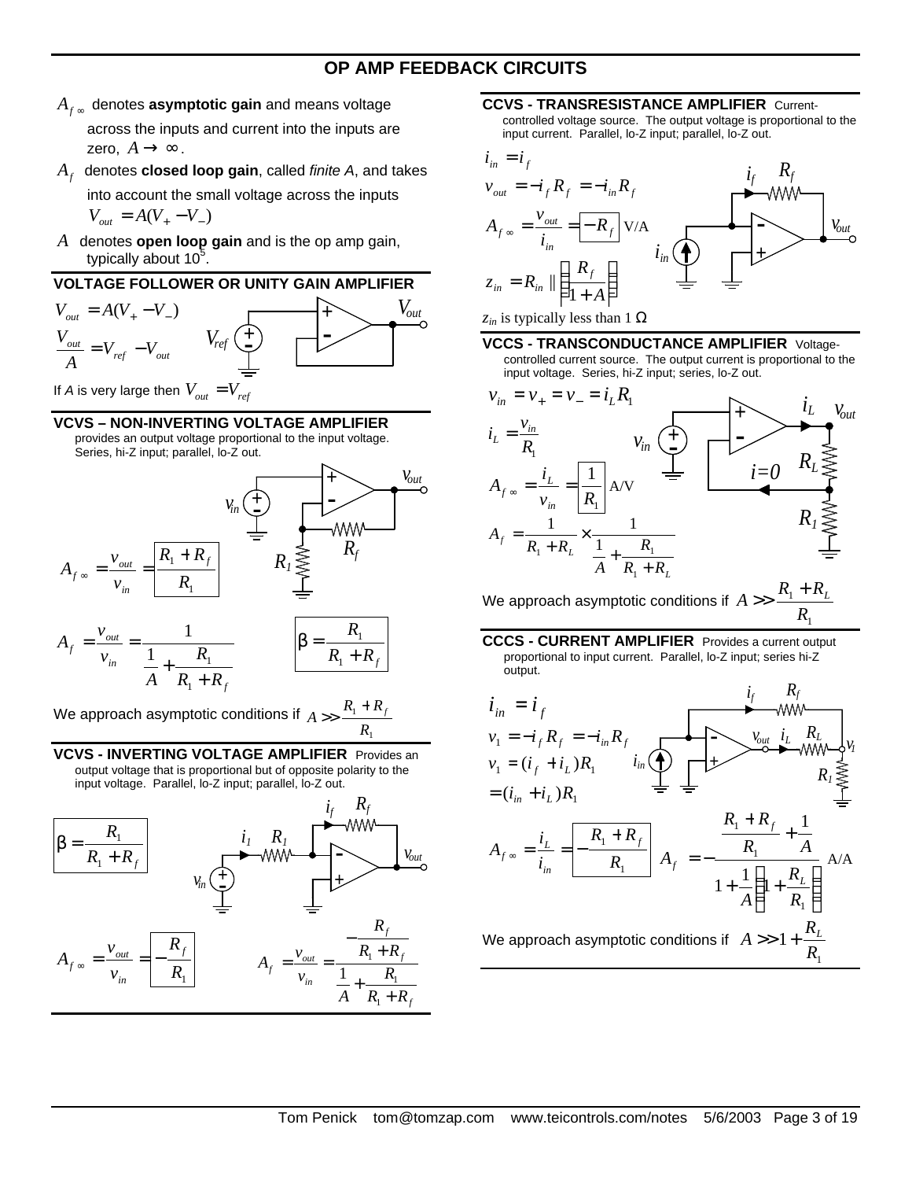# OP AMP FEEDBACK CIRCUITS

$A_{f\infty}$ denotes **asymptotic gain** and means voltage across the inputs and current into the inputs are zero, $A \to \infty$.

$A_f$ denotes **closed loop gain**, called *finite A*, and takes into account the small voltage across the inputs $V_{out} = A(V_+ - V_-)$

$A$ denotes **open loop gain** and is the op amp gain, typically about $10^5$.

## VOLTAGE FOLLOWER OR UNITY GAIN AMPLIFIER

$$V_{out} = A(V_+ - V_-)$$

$$\frac{V_{out}}{A} = V_{ref} - V_{out}$$

If *A* is very large then $V_{out} = V_{ref}$

## VCVS – NON-INVERTING VOLTAGE AMPLIFIER

provides an output voltage proportional to the input voltage. Series, hi-Z input; parallel, lo-Z out.

$$A_{f\infty} = \frac{v_{out}}{v_{in}} = \frac{R_1 + R_f}{R_1}$$

$$A_f = \frac{v_{out}}{v_{in}} = \frac{1}{\frac{1}{A} + \frac{R_1}{R_1 + R_f}}$$

$$\beta = \frac{R_1}{R_1 + R_f}$$

We approach asymptotic conditions if $A \gg \frac{R_1 + R_f}{R_1}$

## VCVS - INVERTING VOLTAGE AMPLIFIER

Provides an output voltage that is proportional but of opposite polarity to the input voltage. Parallel, lo-Z input; parallel, lo-Z out.

$$\beta = \frac{R_1}{R_1 + R_f}$$

$$A_{f\infty} = \frac{v_{out}}{v_{in}} = -\frac{R_f}{R_1}$$

$$A_f = \frac{v_{out}}{v_{in}} = \frac{-\frac{R_f}{R_1 + R_f}}{\frac{1}{A} + \frac{R_1}{R_1 + R_f}}$$

## CCVS - TRANSRESISTANCE AMPLIFIER

Current-controlled voltage source. The output voltage is proportional to the input current. Parallel, lo-Z input; parallel, lo-Z out.

$$i_{in} = i_f$$

$$v_{out} = -i_f R_f = -i_{in} R_f$$

$$A_{f\infty} = \frac{v_{out}}{i_{in}} = -R_f \text{ V/A}$$

$$z_{in} = R_{in} \parallel \left( \frac{R_f}{1 + A} \right)$$

$z_{in}$ is typically less than 1 Ω

## VCCS - TRANSCONDUCTANCE AMPLIFIER

Voltage-controlled current source. The output current is proportional to the input voltage. Series, hi-Z input; series, lo-Z out.

$$v_{in} = v_+ = v_- = i_L R_1$$

$$i_L = \frac{v_{in}}{R_1}$$

$$A_{f\infty} = \frac{i_L}{v_{in}} = \frac{1}{R_1} \text{ A/V}$$

$$A_f = \frac{1}{R_1 + R_L} \times \frac{1}{\frac{1}{A} + \frac{R_1}{R_1 + R_L}}$$

We approach asymptotic conditions if $A \gg \frac{R_1 + R_L}{R_1}$

## CCCS - CURRENT AMPLIFIER

Provides a current output proportional to input current. Parallel, lo-Z input; series hi-Z output.

$$i_{in} = i_f$$

$$v_1 = -i_f R_f = -i_{in} R_f$$

$$v_1 = (i_f + i_L) R_1$$

$$= (i_{in} + i_L) R_1$$

$$A_{f\infty} = \frac{i_L}{i_{in}} = -\frac{R_1 + R_f}{R_1}$$

$$A_f = -\frac{\frac{R_1 + R_f}{R_1} + \frac{1}{A}}{1 + \frac{1}{A}\left(1 + \frac{R_L}{R_1}\right)} \text{ A/A}$$

We approach asymptotic conditions if $A \gg 1 + \frac{R_L}{R_1}$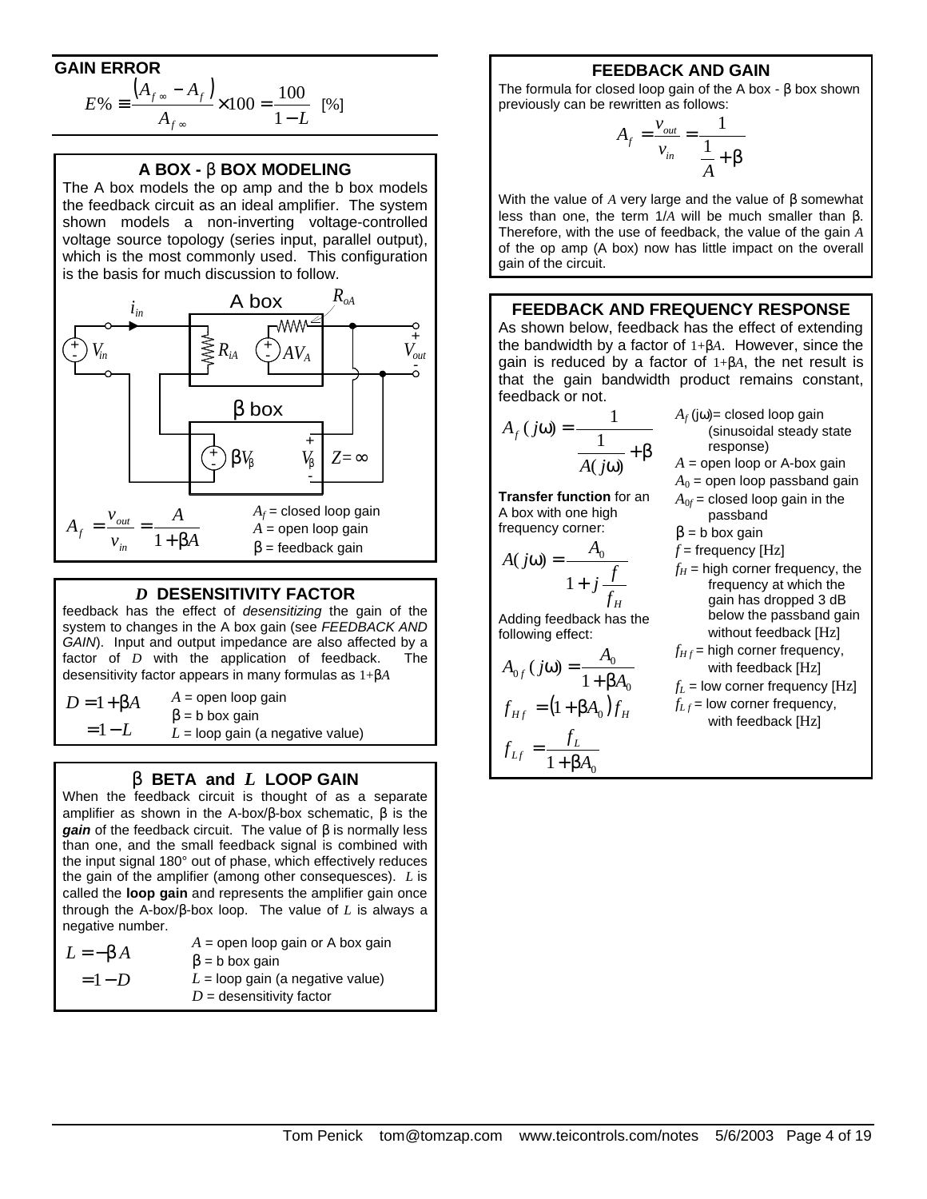## GAIN ERROR

$$E\% \equiv \frac{\left(A_{f\infty} - A_f\right)}{A_{f\infty}} \times 100 = \frac{100}{1-L} \quad [\%]$$

## A BOX - β BOX MODELING

The A box models the op amp and the b box models the feedback circuit as an ideal amplifier. The system shown models a non-inverting voltage-controlled voltage source topology (series input, parallel output), which is the most commonly used. This configuration is the basis for much discussion to follow.

$$A_f = \frac{v_{out}}{v_{in}} = \frac{A}{1+\beta A}$$

$A_f$ = closed loop gain
$A$ = open loop gain
β = feedback gain

## *D* DESENSITIVITY FACTOR

feedback has the effect of *desensitizing* the gain of the system to changes in the A box gain (see *FEEDBACK AND GAIN*). Input and output impedance are also affected by a factor of $D$ with the application of feedback. The desensitivity factor appears in many formulas as $1+\beta A$

$$D = 1+\beta A$$
$$= 1 - L$$

$A$ = open loop gain
β = b box gain
$L$ = loop gain (a negative value)

## β BETA and *L* LOOP GAIN

When the feedback circuit is thought of as a separate amplifier as shown in the A-box/β-box schematic, β is the ***gain*** of the feedback circuit. The value of β is normally less than one, and the small feedback signal is combined with the input signal 180° out of phase, which effectively reduces the gain of the amplifier (among other consequesces). $L$ is called the **loop gain** and represents the amplifier gain once through the A-box/β-box loop. The value of $L$ is always a negative number.

$$L = -\beta A$$
$$= 1 - D$$

$A$ = open loop gain or A box gain
β = b box gain
$L$ = loop gain (a negative value)
$D$ = desensitivity factor

## FEEDBACK AND GAIN

The formula for closed loop gain of the A box - β box shown previously can be rewritten as follows:

$$A_f = \frac{v_{out}}{v_{in}} = \frac{1}{\frac{1}{A}+\beta}$$

With the value of $A$ very large and the value of β somewhat less than one, the term $1/A$ will be much smaller than β. Therefore, with the use of feedback, the value of the gain $A$ of the op amp (A box) now has little impact on the overall gain of the circuit.

## FEEDBACK AND FREQUENCY RESPONSE

As shown below, feedback has the effect of extending the bandwidth by a factor of $1+\beta A$. However, since the gain is reduced by a factor of $1+\beta A$, the net result is that the gain bandwidth product remains constant, feedback or not.

$$A_f(j\omega) = \frac{1}{\frac{1}{A(j\omega)}+\beta}$$

**Transfer function** for an A box with one high frequency corner:

$$A(j\omega) = \frac{A_0}{1 + j\frac{f}{f_H}}$$

Adding feedback has the following effect:

$$A_{0f}(j\omega) = \frac{A_0}{1+\beta A_0}$$

$$f_{Hf} = \left(1+\beta A_0\right) f_H$$

$$f_{Lf} = \frac{f_L}{1+\beta A_0}$$

$A_f(j\omega)$ = closed loop gain (sinusoidal steady state response)
$A$ = open loop or A-box gain
$A_0$ = open loop passband gain
$A_{0f}$ = closed loop gain in the passband
β = b box gain
$f$ = frequency [Hz]
$f_H$ = high corner frequency, the frequency at which the gain has dropped 3 dB below the passband gain without feedback [Hz]
$f_{Hf}$ = high corner frequency, with feedback [Hz]
$f_L$ = low corner frequency [Hz]
$f_{Lf}$ = low corner frequency, with feedback [Hz]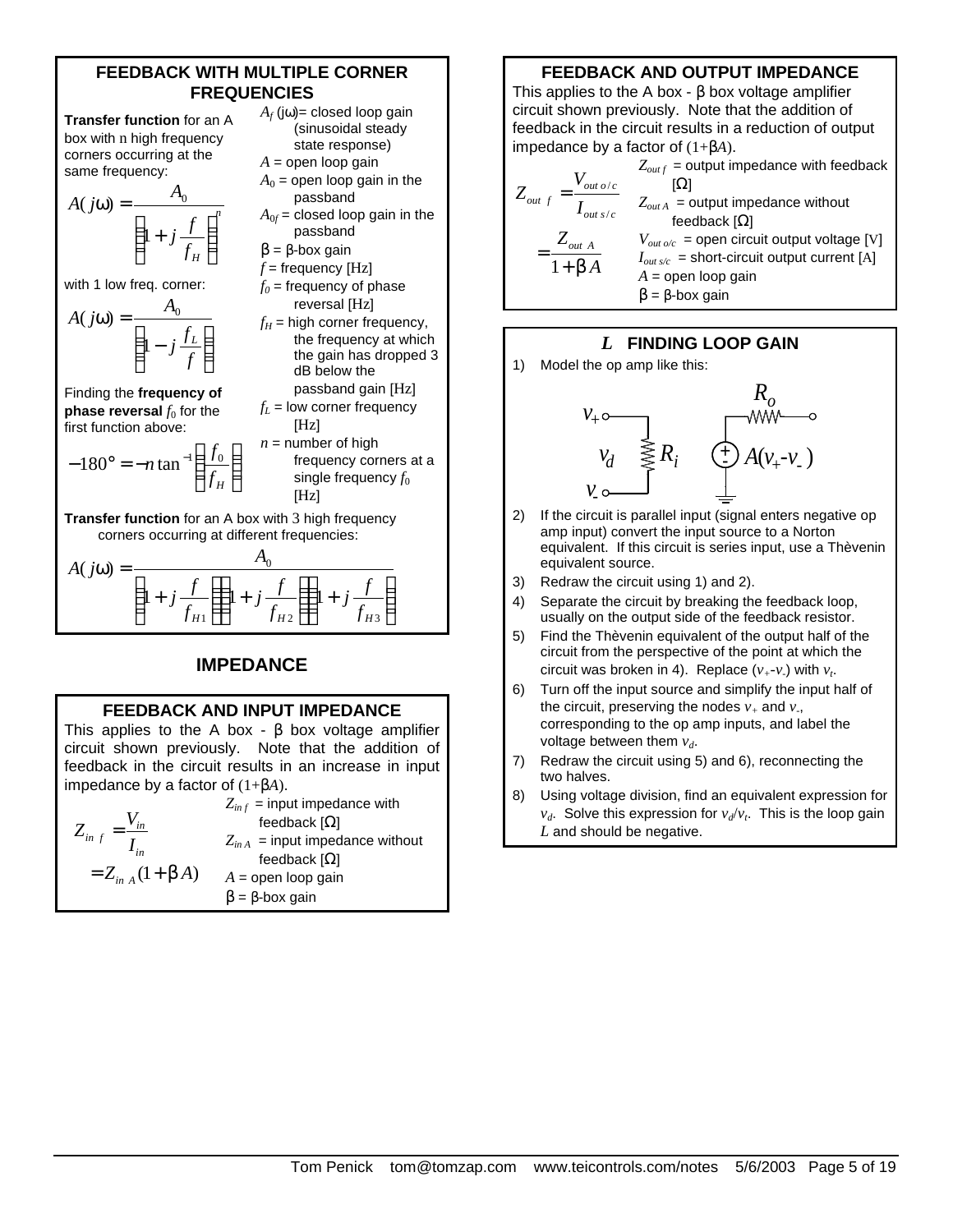## FEEDBACK WITH MULTIPLE CORNER FREQUENCIES

**Transfer function** for an A box with n high frequency corners occurring at the same frequency:

$$A(j\omega) = \frac{A_0}{\left(1 + j\frac{f}{f_H}\right)^n}$$

with 1 low freq. corner:

$$A(j\omega) = \frac{A_0}{\left(1 - j\frac{f_L}{f}\right)}$$

Finding the **frequency of phase reversal** $f_0$ for the first function above:

$$-180° = -n \tan^{-1}\left(\frac{f_0}{f_H}\right)$$

$A_f(j\omega)$= closed loop gain (sinusoidal steady state response)
$A$ = open loop gain
$A_0$ = open loop gain in the passband
$A_{0f}$ = closed loop gain in the passband
$\beta$ = β-box gain
$f$ = frequency [Hz]
$f_0$ = frequency of phase reversal [Hz]
$f_H$ = high corner frequency, the frequency at which the gain has dropped 3 dB below the passband gain [Hz]
$f_L$ = low corner frequency [Hz]
$n$ = number of high frequency corners at a single frequency $f_0$ [Hz]

**Transfer function** for an A box with 3 high frequency corners occurring at different frequencies:

$$A(j\omega) = \frac{A_0}{\left(1 + j\frac{f}{f_{H1}}\right)\left(1 + j\frac{f}{f_{H2}}\right)\left(1 + j\frac{f}{f_{H3}}\right)}$$

# IMPEDANCE

## FEEDBACK AND INPUT IMPEDANCE

This applies to the A box - β box voltage amplifier circuit shown previously. Note that the addition of feedback in the circuit results in an increase in input impedance by a factor of $(1+\beta A)$.

$$Z_{in\ f} = \frac{V_{in}}{I_{in}} = Z_{in\ A}(1+\beta A)$$

$Z_{in\,f}$ = input impedance with feedback [Ω]
$Z_{in\,A}$ = input impedance without feedback [Ω]
$A$ = open loop gain
$\beta$ = β-box gain

## FEEDBACK AND OUTPUT IMPEDANCE

This applies to the A box - β box voltage amplifier circuit shown previously. Note that the addition of feedback in the circuit results in a reduction of output impedance by a factor of $(1+\beta A)$.

$$Z_{out\ f} = \frac{V_{out\ o/c}}{I_{out\ s/c}} = \frac{Z_{out\ A}}{1+\beta A}$$

$Z_{out\,f}$ = output impedance with feedback [Ω]
$Z_{out\,A}$ = output impedance without feedback [Ω]
$V_{out\,o/c}$ = open circuit output voltage [V]
$I_{out\,s/c}$ = short-circuit output current [A]
$A$ = open loop gain
$\beta$ = β-box gain

## $L$ FINDING LOOP GAIN

1) Model the op amp like this:

   (Op amp model: inputs $v_+$ and $v_-$ with voltage $v_d$ across input resistance $R_i$; output is a dependent source $A(v_+ - v_-)$ referenced to ground in series with output resistance $R_o$.)

2) If the circuit is parallel input (signal enters negative op amp input) convert the input source to a Norton equivalent. If this circuit is series input, use a Thèvenin equivalent source.
3) Redraw the circuit using 1) and 2).
4) Separate the circuit by breaking the feedback loop, usually on the output side of the feedback resistor.
5) Find the Thèvenin equivalent of the output half of the circuit from the perspective of the point at which the circuit was broken in 4). Replace $(v_+ - v_-)$ with $v_t$.
6) Turn off the input source and simplify the input half of the circuit, preserving the nodes $v_+$ and $v_-$, corresponding to the op amp inputs, and label the voltage between them $v_d$.
7) Redraw the circuit using 5) and 6), reconnecting the two halves.
8) Using voltage division, find an equivalent expression for $v_d$. Solve this expression for $v_d/v_t$. This is the loop gain $L$ and should be negative.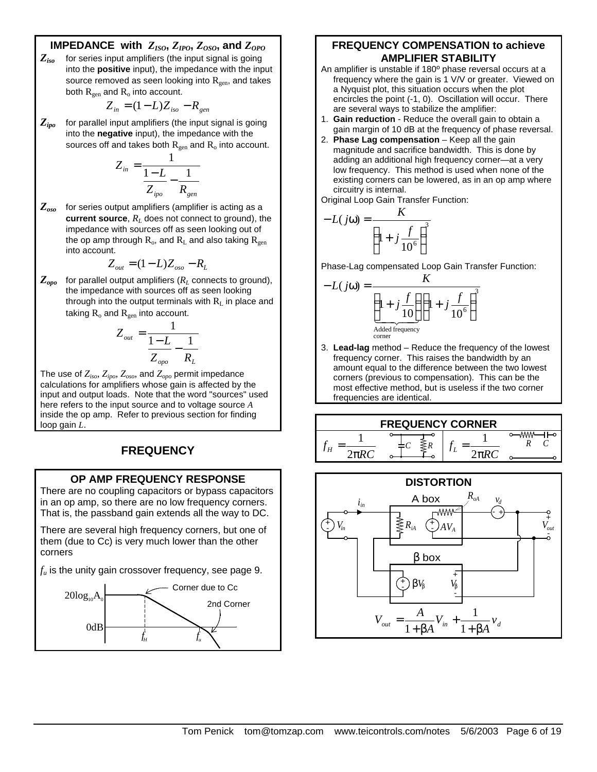## IMPEDANCE with $Z_{ISO}$, $Z_{IPO}$, $Z_{OSO}$, and $Z_{OPO}$

**$Z_{iso}$** for series input amplifiers (the input signal is going into the **positive** input), the impedance with the input source removed as seen looking into $R_{gen}$, and takes both $R_{gen}$ and $R_o$ into account.

$$Z_{in} = (1 - L)Z_{iso} - R_{gen}$$

**$Z_{ipo}$** for parallel input amplifiers (the input signal is going into the **negative** input), the impedance with the sources off and takes both $R_{gen}$ and $R_o$ into account.

$$Z_{in} = \frac{1}{\frac{1-L}{Z_{ipo}} - \frac{1}{R_{gen}}}$$

**$Z_{oso}$** for series output amplifiers (amplifier is acting as a **current source**, $R_L$ does not connect to ground), the impedance with sources off as seen looking out of the op amp through $R_o$, and $R_L$ and also taking $R_{gen}$ into account.

$$Z_{out} = (1 - L)Z_{oso} - R_L$$

**$Z_{opo}$** for parallel output amplifiers ($R_L$ connects to ground), the impedance with sources off as seen looking through into the output terminals with $R_L$ in place and taking $R_o$ and $R_{gen}$ into account.

$$Z_{out} = \frac{1}{\frac{1-L}{Z_{opo}} - \frac{1}{R_L}}$$

The use of $Z_{iso}$, $Z_{ipo}$, $Z_{oso}$, and $Z_{opo}$ permit impedance calculations for amplifiers whose gain is affected by the input and output loads. Note that the word "sources" used here refers to the input source and to voltage source $A$ inside the op amp. Refer to previous section for finding loop gain $L$.

# FREQUENCY

## OP AMP FREQUENCY RESPONSE

There are no coupling capacitors or bypass capacitors in an op amp, so there are no low frequency corners. That is, the passband gain extends all the way to DC.

There are several high frequency corners, but one of them (due to Cc) is very much lower than the other corners

$f_u$ is the unity gain crossover frequency, see page 9.

$20\log_{10}A_0$ — Corner due to Cc — 2nd Corner — 0dB — $f_H$ — $f_u$

## FREQUENCY COMPENSATION to achieve AMPLIFIER STABILITY

An amplifier is unstable if 180º phase reversal occurs at a frequency where the gain is 1 V/V or greater. Viewed on a Nyquist plot, this situation occurs when the plot encircles the point (-1, 0). Oscillation will occur. There are several ways to stabilize the amplifier:

1. **Gain reduction** - Reduce the overall gain to obtain a gain margin of 10 dB at the frequency of phase reversal.
2. **Phase Lag compensation** – Keep all the gain magnitude and sacrifice bandwidth. This is done by adding an additional high frequency corner—at a very low frequency. This method is used when none of the existing corners can be lowered, as in an op amp where circuitry is internal.

Original Loop Gain Transfer Function:

$$-L(j\omega) = \frac{K}{\left(1 + j\frac{f}{10^6}\right)^3}$$

Phase-Lag compensated Loop Gain Transfer Function:

$$-L(j\omega) = \frac{K}{\underbrace{\left(1 + j\frac{f}{10}\right)}_{\text{Added frequency corner}}\left(1 + j\frac{f}{10^6}\right)^3}$$

3. **Lead-lag** method – Reduce the frequency of the lowest frequency corner. This raises the bandwidth by an amount equal to the difference between the two lowest corners (previous to compensation). This can be the most effective method, but is useless if the two corner frequencies are identical.

## FREQUENCY CORNER

$$f_H = \frac{1}{2\pi RC}$$ (C and R in parallel)

$$f_L = \frac{1}{2\pi RC}$$ (R and C in series)

## DISTORTION

A box: $R_{iA}$, $AV_A$, $R_{oA}$; $v_d$; $i_{in}$; $V_{in}$; $V_{out}$

β box: $\beta V_\beta$, $V_\beta$

$$V_{out} = \frac{A}{1+\beta A}V_{in} + \frac{1}{1+\beta A}v_d$$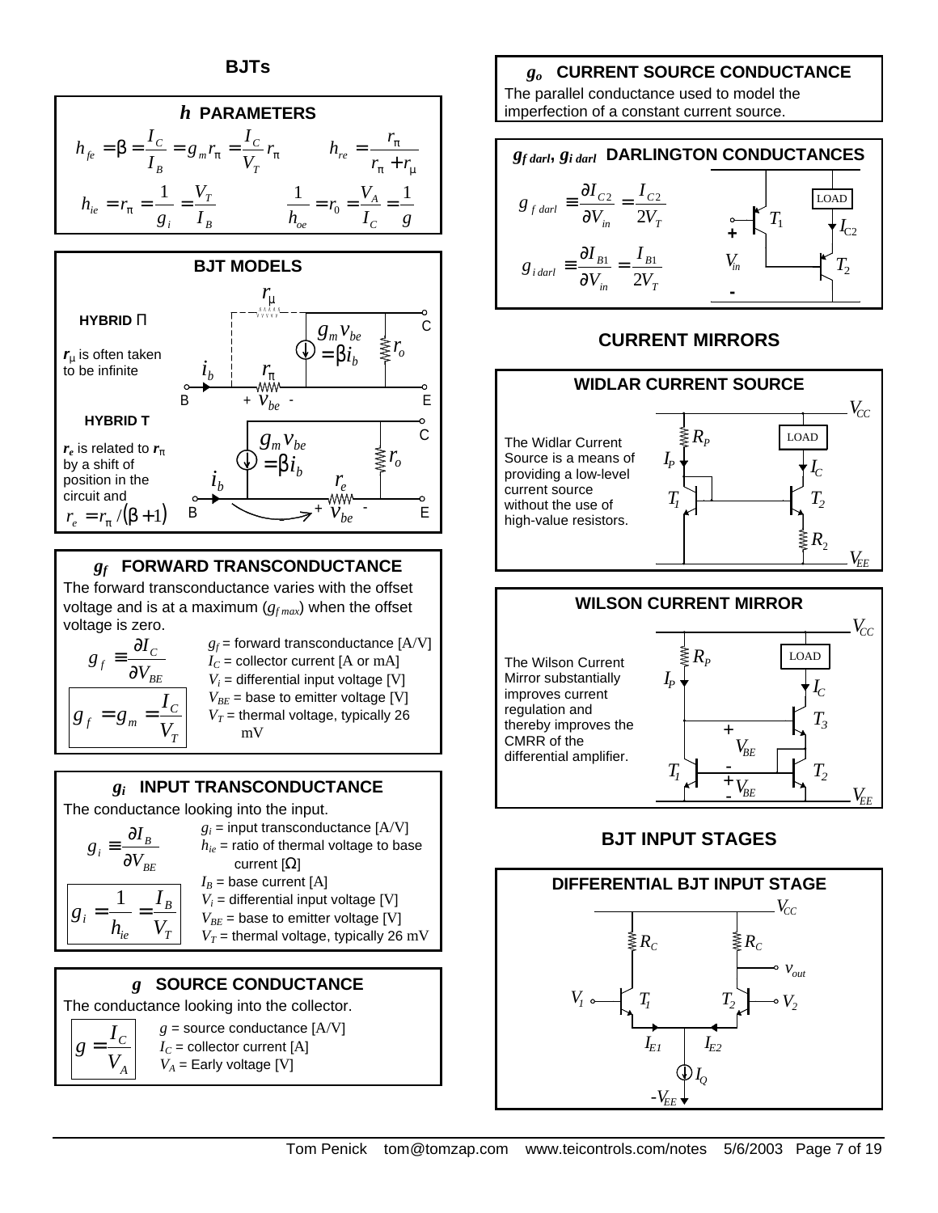# BJTs

## *h* PARAMETERS

$$h_{fe} = \beta = \frac{I_C}{I_B} = g_m r_\pi = \frac{I_C}{V_T} r_\pi \qquad h_{re} = \frac{r_\pi}{r_\pi + r_\mu}$$

$$h_{ie} = r_\pi = \frac{1}{g_i} = \frac{V_T}{I_B} \qquad \frac{1}{h_{oe}} = r_0 = \frac{V_A}{I_C} = \frac{1}{g}$$

## BJT MODELS

**HYBRID Π**

$r_\mu$ is often taken to be infinite

**HYBRID T**

$r_e$ is related to $r_\pi$ by a shift of position in the circuit and

$$r_e = r_\pi / (\beta + 1)$$

## $g_f$ FORWARD TRANSCONDUCTANCE

The forward transconductance varies with the offset voltage and is at a maximum ($g_{f\,max}$) when the offset voltage is zero.

$$g_f \equiv \frac{\partial I_C}{\partial V_{BE}}$$

$$g_f = g_m = \frac{I_C}{V_T}$$

- $g_f$ = forward transconductance [A/V]
- $I_C$ = collector current [A or mA]
- $V_i$ = differential input voltage [V]
- $V_{BE}$ = base to emitter voltage [V]
- $V_T$ = thermal voltage, typically 26 mV

## $g_i$ INPUT TRANSCONDUCTANCE

The conductance looking into the input.

$$g_i \equiv \frac{\partial I_B}{\partial V_{BE}}$$

$$g_i = \frac{1}{h_{ie}} = \frac{I_B}{V_T}$$

- $g_i$ = input transconductance [A/V]
- $h_{ie}$ = ratio of thermal voltage to base current [Ω]
- $I_B$ = base current [A]
- $V_i$ = differential input voltage [V]
- $V_{BE}$ = base to emitter voltage [V]
- $V_T$ = thermal voltage, typically 26 mV

## $g$ SOURCE CONDUCTANCE

The conductance looking into the collector.

$$g = \frac{I_C}{V_A}$$

- $g$ = source conductance [A/V]
- $I_C$ = collector current [A]
- $V_A$ = Early voltage [V]

## $g_o$ CURRENT SOURCE CONDUCTANCE

The parallel conductance used to model the imperfection of a constant current source.

## $g_{f\,darl}$, $g_{i\,darl}$ DARLINGTON CONDUCTANCES

$$g_{f\,darl} \equiv \frac{\partial I_{C2}}{\partial V_{in}} = \frac{I_{C2}}{2V_T}$$

$$g_{i\,darl} \equiv \frac{\partial I_{B1}}{\partial V_{in}} = \frac{I_{B1}}{2V_T}$$

# CURRENT MIRRORS

## WIDLAR CURRENT SOURCE

The Widlar Current Source is a means of providing a low-level current source without the use of high-value resistors.

## WILSON CURRENT MIRROR

The Wilson Current Mirror substantially improves current regulation and thereby improves the CMRR of the differential amplifier.

# BJT INPUT STAGES

## DIFFERENTIAL BJT INPUT STAGE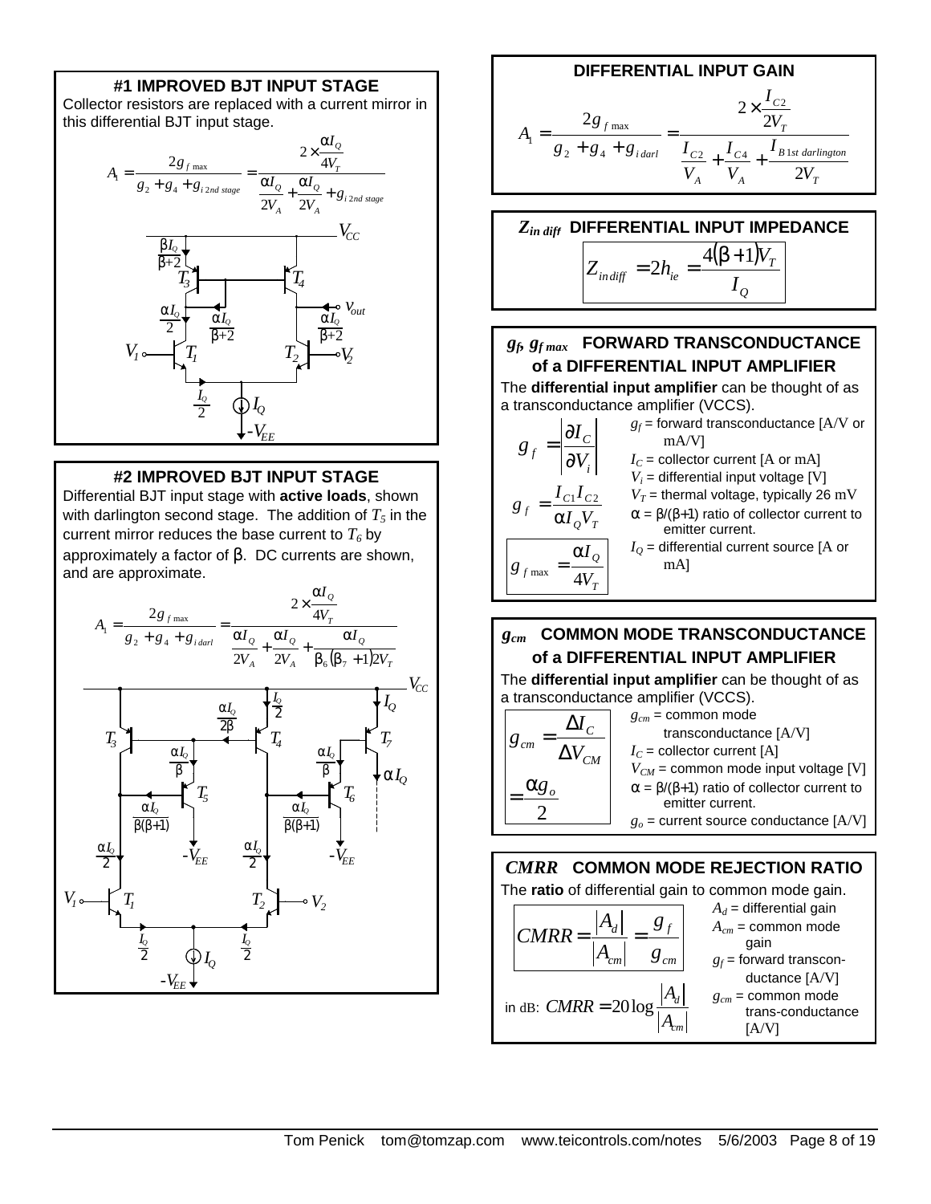## #1 IMPROVED BJT INPUT STAGE

Collector resistors are replaced with a current mirror in this differential BJT input stage.

$$A_1 = \frac{2g_{f\max}}{g_2 + g_4 + g_{i\,2nd\,stage}} = \frac{2 \times \frac{\alpha I_Q}{4V_T}}{\frac{\alpha I_Q}{2V_A} + \frac{\alpha I_Q}{2V_A} + g_{i\,2nd\,stage}}$$

## #2 IMPROVED BJT INPUT STAGE

Differential BJT input stage with **active loads**, shown with darlington second stage. The addition of $T_5$ in the current mirror reduces the base current to $T_6$ by approximately a factor of β. DC currents are shown, and are approximate.

$$A_1 = \frac{2g_{f\max}}{g_2 + g_4 + g_{i\,darl}} = \frac{2 \times \frac{\alpha I_Q}{4V_T}}{\frac{\alpha I_Q}{2V_A} + \frac{\alpha I_Q}{2V_A} + \frac{\alpha I_Q}{\beta_6(\beta_7+1)2V_T}}$$

## DIFFERENTIAL INPUT GAIN

$$A_1 = \frac{2g_{f\max}}{g_2 + g_4 + g_{i\,darl}} = \frac{2 \times \frac{I_{C2}}{2V_T}}{\frac{I_{C2}}{V_A} + \frac{I_{C4}}{V_A} + \frac{I_{B\,1st\,darlington}}{2V_T}}$$

## $Z_{in\,diff}$ DIFFERENTIAL INPUT IMPEDANCE

$$Z_{in\,diff} = 2h_{ie} = \frac{4(\beta+1)V_T}{I_Q}$$

## $g_f$, $g_{f\max}$ FORWARD TRANSCONDUCTANCE of a DIFFERENTIAL INPUT AMPLIFIER

The **differential input amplifier** can be thought of as a transconductance amplifier (VCCS).

$$g_f = \left|\frac{\partial I_C}{\partial V_i}\right|$$

$$g_f = \frac{I_{C1} I_{C2}}{\alpha I_Q V_T}$$

$$g_{f\max} = \frac{\alpha I_Q}{4V_T}$$

- $g_f$ = forward transconductance [A/V or mA/V]
- $I_C$ = collector current [A or mA]
- $V_i$ = differential input voltage [V]
- $V_T$ = thermal voltage, typically 26 mV
- α = β/(β+1) ratio of collector current to emitter current.
- $I_Q$ = differential current source [A or mA]

## $g_{cm}$ COMMON MODE TRANSCONDUCTANCE of a DIFFERENTIAL INPUT AMPLIFIER

The **differential input amplifier** can be thought of as a transconductance amplifier (VCCS).

$$g_{cm} = \frac{\Delta I_C}{\Delta V_{CM}} = \frac{\alpha g_o}{2}$$

- $g_{cm}$ = common mode transconductance [A/V]
- $I_C$ = collector current [A]
- $V_{CM}$ = common mode input voltage [V]
- α = β/(β+1) ratio of collector current to emitter current.
- $g_o$ = current source conductance [A/V]

## *CMRR* COMMON MODE REJECTION RATIO

The **ratio** of differential gain to common mode gain.

$$CMRR = \frac{|A_d|}{|A_{cm}|} = \frac{g_f}{g_{cm}}$$

in dB: $CMRR = 20\log\frac{|A_d|}{|A_{cm}|}$

- $A_d$ = differential gain
- $A_{cm}$ = common mode gain
- $g_f$ = forward transconductance [A/V]
- $g_{cm}$ = common mode trans-conductance [A/V]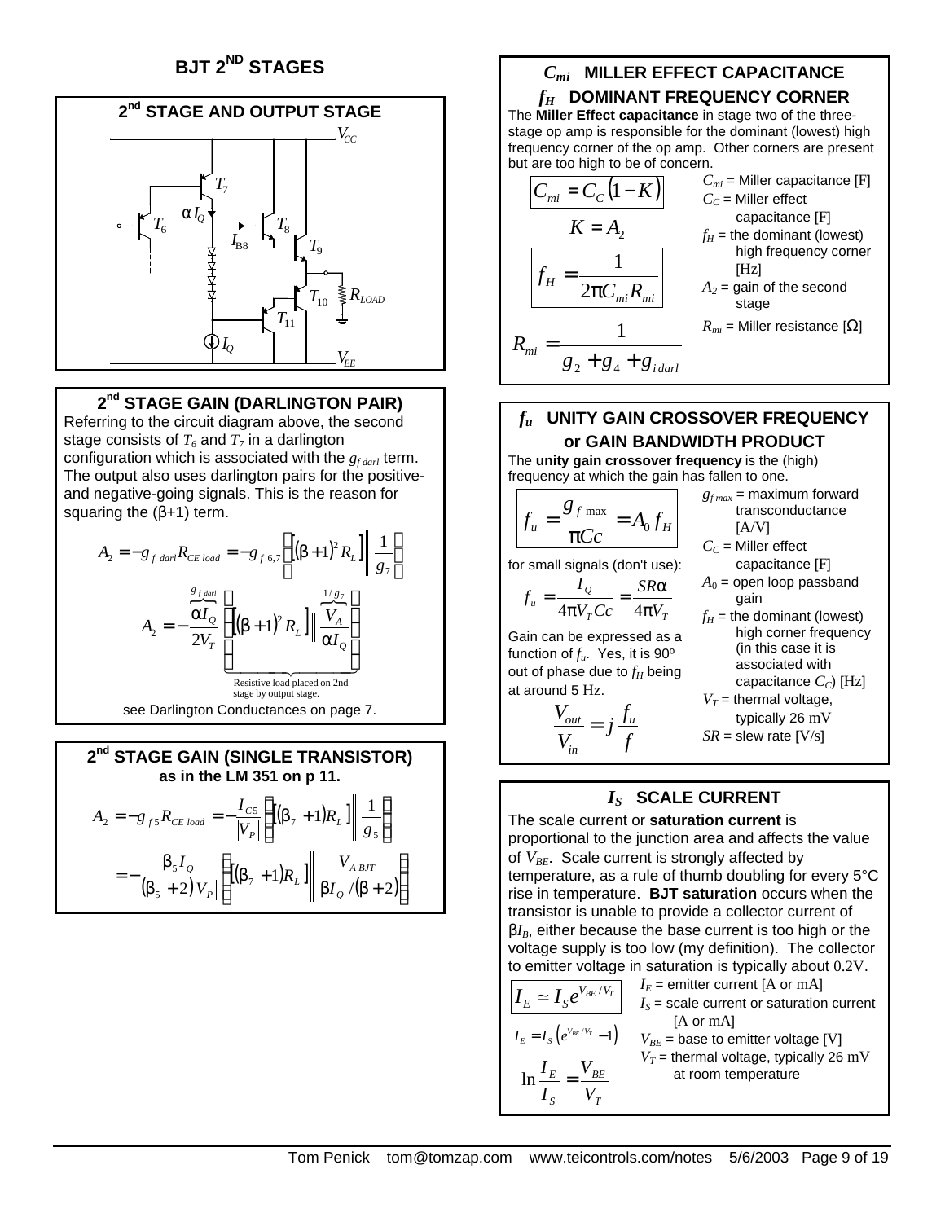# BJT 2ND STAGES

## 2nd STAGE AND OUTPUT STAGE

$V_{CC}$, $T_7$, $T_6$, $\alpha I_Q$, $T_8$, $I_{B8}$, $T_9$, $T_{10}$, $R_{LOAD}$, $T_{11}$, $I_Q$, $V_{EE}$

## 2nd STAGE GAIN (DARLINGTON PAIR)

Referring to the circuit diagram above, the second stage consists of $T_6$ and $T_7$ in a darlington configuration which is associated with the $g_{f\,darl}$ term. The output also uses darlington pairs for the positive- and negative-going signals. This is the reason for squaring the (β+1) term.

$$A_2 = -g_{f\,darl} R_{CE\,load} = -g_{f\,6,7} \left\{ \left[ (\beta+1)^2 R_L \right] \middle\| \frac{1}{g_7} \right\}$$

$$A_2 = -\overbrace{\frac{\alpha I_Q}{2V_T}}^{g_{f\,darl}} \underbrace{\left\{ \left[ (\beta+1)^2 R_L \right] \middle\| \overbrace{\frac{V_A}{\alpha I_Q}}^{1/g_7} \right\}}_{\text{Resistive load placed on 2nd stage by output stage.}}$$

see Darlington Conductances on page 7.

## 2nd STAGE GAIN (SINGLE TRANSISTOR) as in the LM 351 on p 11.

$$A_2 = -g_{f5} R_{CE\,load} = -\frac{I_{C5}}{|V_P|} \left\{ \left[ (\beta_7 + 1) R_L \right] \middle\| \frac{1}{g_5} \right\}$$

$$= -\frac{\beta_5 I_Q}{(\beta_5 + 2)|V_P|} \left\{ \left[ (\beta_7 + 1) R_L \right] \middle\| \frac{V_{A\,BJT}}{\beta I_Q / (\beta + 2)} \right\}$$

## $C_{mi}$ MILLER EFFECT CAPACITANCE
## $f_H$ DOMINANT FREQUENCY CORNER

The **Miller Effect capacitance** in stage two of the three-stage op amp is responsible for the dominant (lowest) high frequency corner of the op amp. Other corners are present but are too high to be of concern.

$$C_{mi} = C_C (1 - K)$$

$$K = A_2$$

$$f_H = \frac{1}{2\pi C_{mi} R_{mi}}$$

$$R_{mi} = \frac{1}{g_2 + g_4 + g_{i\,darl}}$$

$C_{mi}$ = Miller capacitance [F]
$C_C$ = Miller effect capacitance [F]
$f_H$ = the dominant (lowest) high frequency corner [Hz]
$A_2$ = gain of the second stage
$R_{mi}$ = Miller resistance [Ω]

## $f_u$ UNITY GAIN CROSSOVER FREQUENCY or GAIN BANDWIDTH PRODUCT

The **unity gain crossover frequency** is the (high) frequency at which the gain has fallen to one.

$$f_u = \frac{g_{f\,\max}}{\pi Cc} = A_0 f_H$$

for small signals (don't use):

$$f_u = \frac{I_Q}{4\pi V_T Cc} = \frac{SR\alpha}{4\pi V_T}$$

Gain can be expressed as a function of $f_u$. Yes, it is 90º out of phase due to $f_H$ being at around 5 Hz.

$$\frac{V_{out}}{V_{in}} = j\frac{f_u}{f}$$

$g_{f\,max}$ = maximum forward transconductance [A/V]
$C_C$ = Miller effect capacitance [F]
$A_0$ = open loop passband gain
$f_H$ = the dominant (lowest) high corner frequency (in this case it is associated with capacitance $C_C$) [Hz]
$V_T$ = thermal voltage, typically 26 mV
$SR$ = slew rate [V/s]

## $I_S$ SCALE CURRENT

The scale current or **saturation current** is proportional to the junction area and affects the value of $V_{BE}$. Scale current is strongly affected by temperature, as a rule of thumb doubling for every 5°C rise in temperature. **BJT saturation** occurs when the transistor is unable to provide a collector current of $\beta I_B$, either because the base current is too high or the voltage supply is too low (my definition). The collector to emitter voltage in saturation is typically about 0.2V.

$$I_E \simeq I_S e^{V_{BE}/V_T}$$

$$I_E = I_S \left( e^{V_{BE}/V_T} - 1 \right)$$

$$\ln \frac{I_E}{I_S} = \frac{V_{BE}}{V_T}$$

$I_E$ = emitter current [A or mA]
$I_S$ = scale current or saturation current [A or mA]
$V_{BE}$ = base to emitter voltage [V]
$V_T$ = thermal voltage, typically 26 mV at room temperature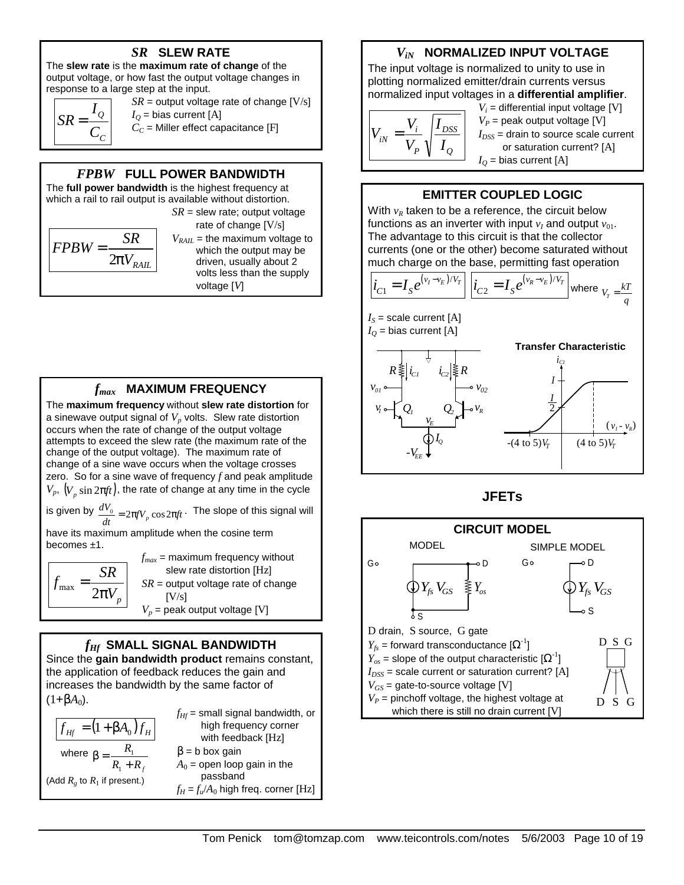## $SR$ SLEW RATE

The **slew rate** is the **maximum rate of change** of the output voltage, or how fast the output voltage changes in response to a large step at the input.

$$SR = \frac{I_Q}{C_C}$$

$SR$ = output voltage rate of change [V/s]
$I_Q$ = bias current [A]
$C_C$ = Miller effect capacitance [F]

## $FPBW$ FULL POWER BANDWIDTH

The **full power bandwidth** is the highest frequency at which a rail to rail output is available without distortion.

$$FPBW = \frac{SR}{2\pi V_{RAIL}}$$

$SR$ = slew rate; output voltage rate of change [V/s]
$V_{RAIL}$ = the maximum voltage to which the output may be driven, usually about 2 volts less than the supply voltage [V]

## $f_{max}$ MAXIMUM FREQUENCY

The **maximum frequency** without **slew rate distortion** for a sinewave output signal of $V_p$ volts. Slew rate distortion occurs when the rate of change of the output voltage attempts to exceed the slew rate (the maximum rate of the change of the output voltage). The maximum rate of change of a sine wave occurs when the voltage crosses zero. So for a sine wave of frequency $f$ and peak amplitude $V_p$, $\left(V_p \sin 2\pi f t\right)$, the rate of change at any time in the cycle is given by $\frac{dV_0}{dt} = 2\pi f V_p \cos 2\pi f t$. The slope of this signal will have its maximum amplitude when the cosine term becomes ±1.

$$f_{max} = \frac{SR}{2\pi V_p}$$

$f_{max}$ = maximum frequency without slew rate distortion [Hz]
$SR$ = output voltage rate of change [V/s]
$V_p$ = peak output voltage [V]

## $f_{Hf}$ SMALL SIGNAL BANDWIDTH

Since the **gain bandwidth product** remains constant, the application of feedback reduces the gain and increases the bandwidth by the same factor of $(1+\beta A_0)$.

$$f_{Hf} = \left(1 + \beta A_0\right) f_H$$

where $\beta = \frac{R_1}{R_1 + R_f}$

(Add $R_g$ to $R_1$ if present.)

$f_{Hf}$ = small signal bandwidth, or high frequency corner with feedback [Hz]
$\beta$ = b box gain
$A_0$ = open loop gain in the passband
$f_H = f_u/A_0$ high freq. corner [Hz]

## $V_{iN}$ NORMALIZED INPUT VOLTAGE

The input voltage is normalized to unity to use in plotting normalized emitter/drain currents versus normalized input voltages in a **differential amplifier**.

$$V_{iN} = \frac{V_i}{V_P}\sqrt{\frac{I_{DSS}}{I_Q}}$$

$V_i$ = differential input voltage [V]
$V_P$ = peak output voltage [V]
$I_{DSS}$ = drain to source scale current or saturation current? [A]
$I_Q$ = bias current [A]

## EMITTER COUPLED LOGIC

With $v_R$ taken to be a reference, the circuit below functions as an inverter with input $v_I$ and output $v_{01}$. The advantage to this circuit is that the collector currents (one or the other) become saturated without much charge on the base, permitting fast operation

$$i_{C1} = I_S e^{(v_I - v_E)/V_T} \qquad i_{C2} = I_S e^{(v_R - v_E)/V_T} \quad \text{where } V_T = \frac{kT}{q}$$

$I_S$ = scale current [A]
$I_Q$ = bias current [A]

Transfer Characteristic

# JFETs

## CIRCUIT MODEL

MODEL — SIMPLE MODEL

D drain, S source, G gate
$Y_{fs}$ = forward transconductance [$\Omega^{-1}$]
$Y_{os}$ = slope of the output characteristic [$\Omega^{-1}$]
$I_{DSS}$ = scale current or saturation current? [A]
$V_{GS}$ = gate-to-source voltage [V]
$V_P$ = pinchoff voltage, the highest voltage at which there is still no drain current [V]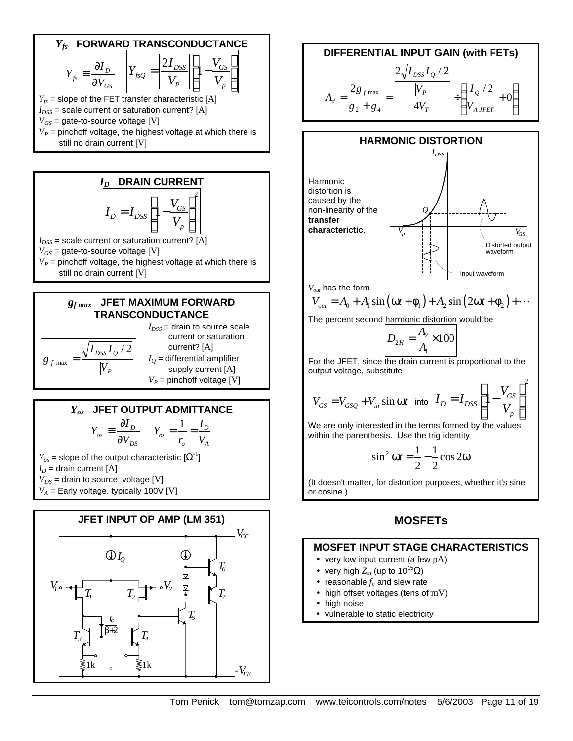## $Y_{fs}$ FORWARD TRANSCONDUCTANCE

$$Y_{fs} \equiv \frac{\partial I_D}{\partial V_{GS}} \qquad Y_{fsQ} = \left|\frac{2I_{DSS}}{V_P}\right|\left(1-\frac{V_{GS}}{V_p}\right)$$

$Y_{fs}$ = slope of the FET transfer characteristic [A]
$I_{DSS}$ = scale current or saturation current? [A]
$V_{GS}$ = gate-to-source voltage [V]
$V_P$ = pinchoff voltage, the highest voltage at which there is still no drain current [V]

## $I_D$ DRAIN CURRENT

$$I_D = I_{DSS}\left(1-\frac{V_{GS}}{V_p}\right)^2$$

$I_{DSS}$ = scale current or saturation current? [A]
$V_{GS}$ = gate-to-source voltage [V]
$V_P$ = pinchoff voltage, the highest voltage at which there is still no drain current [V]

## $g_{f\,max}$ JFET MAXIMUM FORWARD TRANSCONDUCTANCE

$$g_{f\,\max} = \frac{\sqrt{I_{DSS} I_Q / 2}}{|V_P|}$$

$I_{DSS}$ = drain to source scale current or saturation current? [A]
$I_Q$ = differential amplifier supply current [A]
$V_P$ = pinchoff voltage [V]

## $Y_{os}$ JFET OUTPUT ADMITTANCE

$$Y_{os} \equiv \frac{\partial I_D}{\partial V_{DS}} \qquad Y_{os} = \frac{1}{r_o} = \frac{I_D}{V_A}$$

$Y_{os}$ = slope of the output characteristic [$\Omega^{-1}$]
$I_D$ = drain current [A]
$V_{DS}$ = drain to source voltage [V]
$V_A$ = Early voltage, typically 100V [V]

## JFET INPUT OP AMP (LM 351)

[Circuit: $V_{CC}$, $I_Q$, $V_1$, $T_1$, $T_2$, $V_2$, $T_3$, $T_4$, $\frac{I_Q}{\beta+2}$, $T_5$, $T_6$, $T_7$, 1k, 1k, $-V_{EE}$]

## DIFFERENTIAL INPUT GAIN (with FETs)

$$A_d = \frac{2g_{f\,\max}}{g_2+g_4} = \frac{\dfrac{2\sqrt{I_{DSS}I_Q/2}}{|V_P|}}{4V_T} \div \left(\frac{I_Q/2}{V_{A\,JFET}}+0\right)$$

## HARMONIC DISTORTION

Harmonic distortion is caused by the non-linearity of the **transfer characterictic**.

[Graph: transfer curve from $V_p$ to $I_{DSS}$ with Q point; input waveform and distorted output waveform; axis $V_{GS}$]

$V_{out}$ has the form

$$V_{out} = A_0 + A_1\sin(\omega t + \phi_1) + A_2\sin(2\omega t + \phi_2) + \cdots$$

The percent second harmonic distortion would be

$$D_{2H} = \frac{A_2}{A_1}\times 100$$

For the JFET, since the drain current is proportional to the output voltage, substitute

$$V_{GS} = V_{GSQ} + V_{in}\sin\omega t \quad \text{into} \quad I_D = I_{DSS}\left(1-\frac{V_{GS}}{V_p}\right)^2$$

We are only interested in the terms formed by the values within the parenthesis. Use the trig identity

$$\sin^2\omega t = \frac{1}{2} - \frac{1}{2}\cos 2\omega$$

(It doesn't matter, for distortion purposes, whether it's sine or cosine.)

# MOSFETs

## MOSFET INPUT STAGE CHARACTERISTICS

- very low input current (a few pA)
- very high $Z_{in}$ (up to $10^{15}\Omega$)
- reasonable $f_u$ and slew rate
- high offset voltages (tens of mV)
- high noise
- vulnerable to static electricity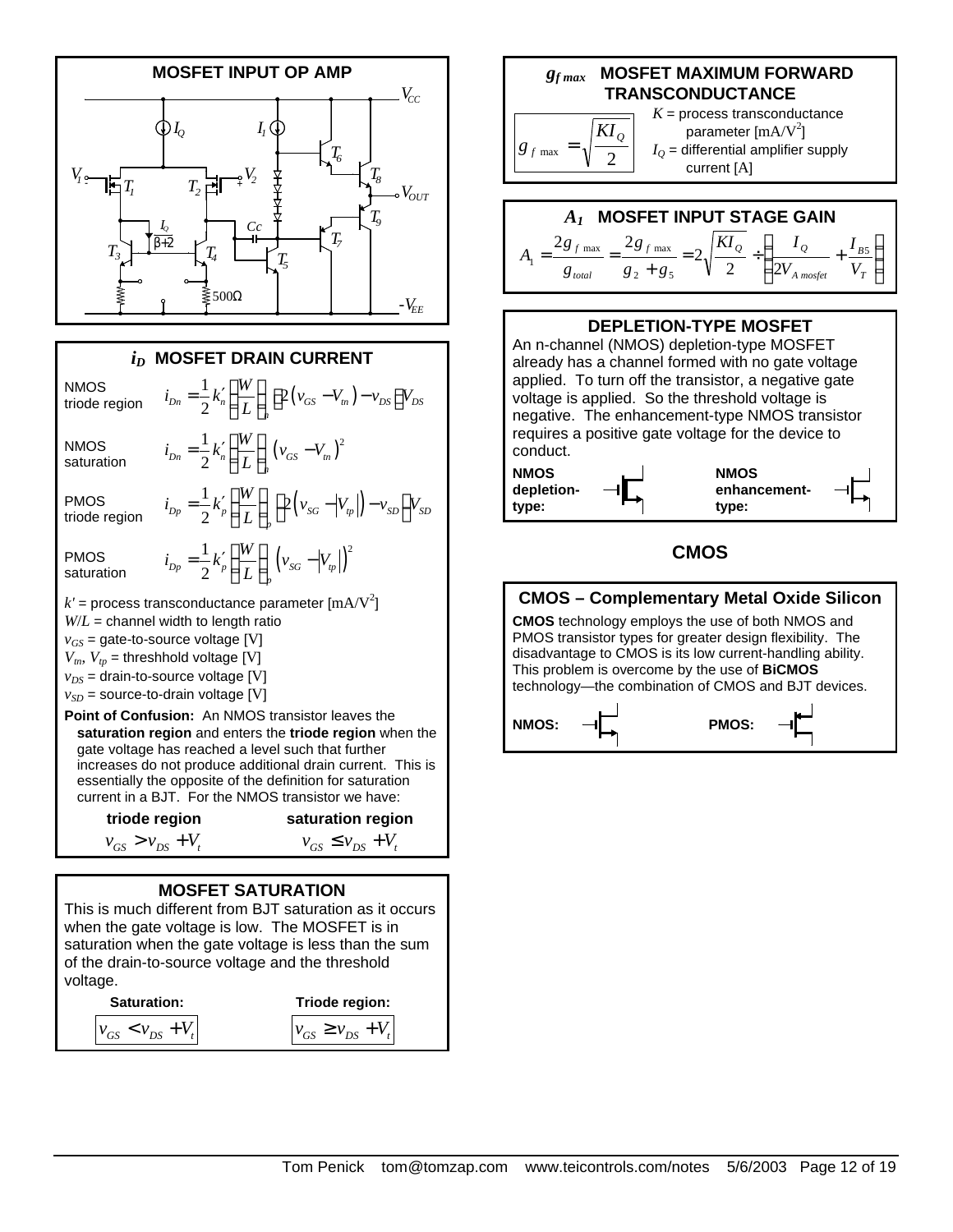## MOSFET INPUT OP AMP

$V_{CC}$, $I_Q$, $I_1$, $T_6$, $T_8$, $V_1$, $T_1$, $T_2$, $V_2$, $V_{OUT}$, $T_9$, $\frac{I_Q}{\beta+2}$, $C_C$, $T_7$, $T_3$, $T_4$, $T_5$, 500Ω, $-V_{EE}$

## $i_D$ MOSFET DRAIN CURRENT

NMOS triode region
$$i_{Dn} = \frac{1}{2} k_n' \left(\frac{W}{L}\right)_n \left[2\left(v_{GS} - V_{tn}\right) - v_{DS}\right] V_{DS}$$

NMOS saturation
$$i_{Dn} = \frac{1}{2} k_n' \left(\frac{W}{L}\right)_n \left(v_{GS} - V_{tn}\right)^2$$

PMOS triode region
$$i_{Dp} = \frac{1}{2} k_p' \left(\frac{W}{L}\right)_p \left[2\left(v_{SG} - \left|V_{tp}\right|\right) - v_{SD}\right] V_{SD}$$

PMOS saturation
$$i_{Dp} = \frac{1}{2} k_p' \left(\frac{W}{L}\right)_p \left(v_{SG} - \left|V_{tp}\right|\right)^2$$

$k'$ = process transconductance parameter [mA/V$^2$]
$W/L$ = channel width to length ratio
$v_{GS}$ = gate-to-source voltage [V]
$V_{tn}$, $V_{tp}$ = threshhold voltage [V]
$v_{DS}$ = drain-to-source voltage [V]
$v_{SD}$ = source-to-drain voltage [V]

**Point of Confusion:** An NMOS transistor leaves the **saturation region** and enters the **triode region** when the gate voltage has reached a level such that further increases do not produce additional drain current. This is essentially the opposite of the definition for saturation current in a BJT. For the NMOS transistor we have:

| triode region | saturation region |
|---|---|
| $v_{GS} > v_{DS} + V_t$ | $v_{GS} \le v_{DS} + V_t$ |

## MOSFET SATURATION

This is much different from BJT saturation as it occurs when the gate voltage is low. The MOSFET is in saturation when the gate voltage is less than the sum of the drain-to-source voltage and the threshold voltage.

| Saturation: | Triode region: |
|---|---|
| $v_{GS} < v_{DS} + V_t$ | $v_{GS} \ge v_{DS} + V_t$ |

## $g_{f\,max}$ MOSFET MAXIMUM FORWARD TRANSCONDUCTANCE

$$g_{f\,\max} = \sqrt{\frac{KI_Q}{2}}$$

$K$ = process transconductance parameter [mA/V$^2$]
$I_Q$ = differential amplifier supply current [A]

## $A_1$ MOSFET INPUT STAGE GAIN

$$A_1 = \frac{2g_{f\,\max}}{g_{total}} = \frac{2g_{f\,\max}}{g_2 + g_5} = 2\sqrt{\frac{KI_Q}{2}} \div \left(\frac{I_Q}{2V_{A\,mosfet}} + \frac{I_{B5}}{V_T}\right)$$

## DEPLETION-TYPE MOSFET

An n-channel (NMOS) depletion-type MOSFET already has a channel formed with no gate voltage applied. To turn off the transistor, a negative gate voltage is applied. So the threshold voltage is negative. The enhancement-type NMOS transistor requires a positive gate voltage for the device to conduct.

**NMOS depletion-type:**

**NMOS enhancement-type:**

# CMOS

## CMOS – Complementary Metal Oxide Silicon

**CMOS** technology employs the use of both NMOS and PMOS transistor types for greater design flexibility. The disadvantage to CMOS is its low current-handling ability. This problem is overcome by the use of **BiCMOS** technology—the combination of CMOS and BJT devices.

**NMOS:**

**PMOS:**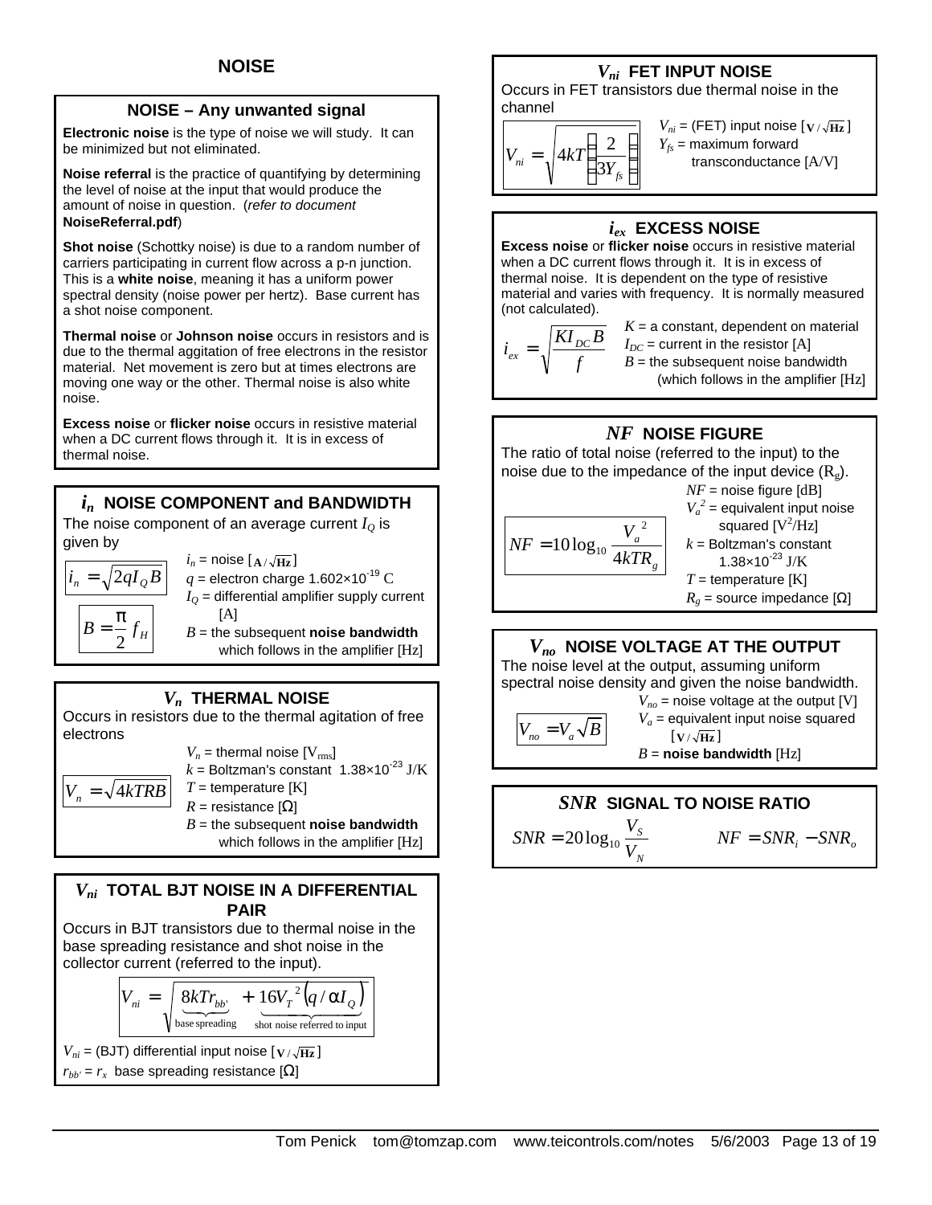# NOISE

## NOISE – Any unwanted signal

**Electronic noise** is the type of noise we will study. It can be minimized but not eliminated.

**Noise referral** is the practice of quantifying by determining the level of noise at the input that would produce the amount of noise in question. (*refer to document* **NoiseReferral.pdf**)

**Shot noise** (Schottky noise) is due to a random number of carriers participating in current flow across a p-n junction. This is a **white noise**, meaning it has a uniform power spectral density (noise power per hertz). Base current has a shot noise component.

**Thermal noise** or **Johnson noise** occurs in resistors and is due to the thermal aggitation of free electrons in the resistor material. Net movement is zero but at times electrons are moving one way or the other. Thermal noise is also white noise.

**Excess noise** or **flicker noise** occurs in resistive material when a DC current flows through it. It is in excess of thermal noise.

## $i_n$ NOISE COMPONENT and BANDWIDTH

The noise component of an average current $I_Q$ is given by

$$i_n = \sqrt{2qI_Q B}$$

$$B = \frac{\pi}{2} f_H$$

$i_n$ = noise [$\mathrm{A}/\sqrt{\mathrm{Hz}}$]
$q$ = electron charge $1.602\times10^{-19}$ C
$I_Q$ = differential amplifier supply current [A]
$B$ = the subsequent **noise bandwidth** which follows in the amplifier [Hz]

## $V_n$ THERMAL NOISE

Occurs in resistors due to the thermal agitation of free electrons

$$V_n = \sqrt{4kTRB}$$

$V_n$ = thermal noise [$\mathrm{V_{rms}}$]
$k$ = Boltzman's constant $1.38\times10^{-23}$ J/K
$T$ = temperature [K]
$R$ = resistance [Ω]
$B$ = the subsequent **noise bandwidth** which follows in the amplifier [Hz]

## $V_{ni}$ TOTAL BJT NOISE IN A DIFFERENTIAL PAIR

Occurs in BJT transistors due to thermal noise in the base spreading resistance and shot noise in the collector current (referred to the input).

$$V_{ni} = \sqrt{\underbrace{8kTr_{bb'}}_{\text{base spreading}} + \underbrace{16V_T^{\,2}\left(q/\alpha I_Q\right)}_{\text{shot noise referred to input}}}$$

$V_{ni}$ = (BJT) differential input noise [$\mathrm{V}/\sqrt{\mathrm{Hz}}$]
$r_{bb'} = r_x$ base spreading resistance [Ω]

## $V_{ni}$ FET INPUT NOISE

Occurs in FET transistors due thermal noise in the channel

$$V_{ni} = \sqrt{4kT\left(\frac{2}{3Y_{fs}}\right)}$$

$V_{ni}$ = (FET) input noise [$\mathrm{V}/\sqrt{\mathrm{Hz}}$]
$Y_{fs}$ = maximum forward transconductance [A/V]

## $i_{ex}$ EXCESS NOISE

**Excess noise** or **flicker noise** occurs in resistive material when a DC current flows through it. It is in excess of thermal noise. It is dependent on the type of resistive material and varies with frequency. It is normally measured (not calculated).

$$i_{ex} = \sqrt{\frac{KI_{DC}B}{f}}$$

$K$ = a constant, dependent on material
$I_{DC}$ = current in the resistor [A]
$B$ = the subsequent noise bandwidth (which follows in the amplifier [Hz]

## $NF$ NOISE FIGURE

The ratio of total noise (referred to the input) to the noise due to the impedance of the input device ($R_g$).

$$NF = 10\log_{10}\frac{V_a^{\,2}}{4kTR_g}$$

$NF$ = noise figure [dB]
$V_a^{\,2}$ = equivalent input noise squared [$\mathrm{V^2/Hz}$]
$k$ = Boltzman's constant $1.38\times10^{-23}$ J/K
$T$ = temperature [K]
$R_g$ = source impedance [Ω]

## $V_{no}$ NOISE VOLTAGE AT THE OUTPUT

The noise level at the output, assuming uniform spectral noise density and given the noise bandwidth.

$$V_{no} = V_a\sqrt{B}$$

$V_{no}$ = noise voltage at the output [V]
$V_a$ = equivalent input noise squared [$\mathrm{V}/\sqrt{\mathrm{Hz}}$]
$B$ = **noise bandwidth** [Hz]

## $SNR$ SIGNAL TO NOISE RATIO

$$SNR = 20\log_{10}\frac{V_S}{V_N} \qquad NF = SNR_i - SNR_o$$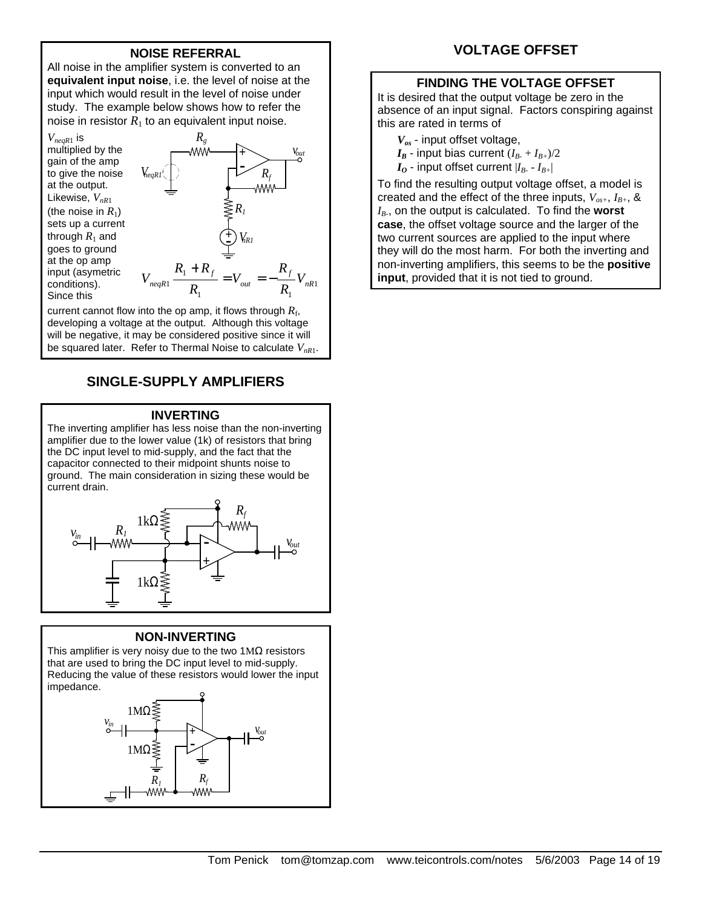## NOISE REFERRAL

All noise in the amplifier system is converted to an **equivalent input noise**, i.e. the level of noise at the input which would result in the level of noise under study. The example below shows how to refer the noise in resistor $R_1$ to an equivalent input noise.

$V_{neqR1}$ is multiplied by the gain of the amp to give the noise at the output. Likewise, $V_{nR1}$ (the noise in $R_1$) sets up a current through $R_1$ and goes to ground at the op amp input (asymetric conditions). Since this current cannot flow into the op amp, it flows through $R_f$, developing a voltage at the output. Although this voltage will be negative, it may be considered positive since it will be squared later. Refer to Thermal Noise to calculate $V_{nR1}$.

$$V_{neqR1}\frac{R_1 + R_f}{R_1} = V_{out} = -\frac{R_f}{R_1}V_{nR1}$$

## SINGLE-SUPPLY AMPLIFIERS

### INVERTING

The inverting amplifier has less noise than the non-inverting amplifier due to the lower value (1k) of resistors that bring the DC input level to mid-supply, and the fact that the capacitor connected to their midpoint shunts noise to ground. The main consideration in sizing these would be current drain.

### NON-INVERTING

This amplifier is very noisy due to the two 1MΩ resistors that are used to bring the DC input level to mid-supply. Reducing the value of these resistors would lower the input impedance.

## VOLTAGE OFFSET

### FINDING THE VOLTAGE OFFSET

It is desired that the output voltage be zero in the absence of an input signal. Factors conspiring against this are rated in terms of

- $V_{os}$ - input offset voltage,
- $I_B$ - input bias current $(I_{B-} + I_{B+})/2$
- $I_O$ - input offset current $|I_{B-} - I_{B+}|$

To find the resulting output voltage offset, a model is created and the effect of the three inputs, $V_{os+}$, $I_{B+}$, & $I_{B-}$, on the output is calculated. To find the **worst case**, the offset voltage source and the larger of the two current sources are applied to the input where they will do the most harm. For both the inverting and non-inverting amplifiers, this seems to be the **positive input**, provided that it is not tied to ground.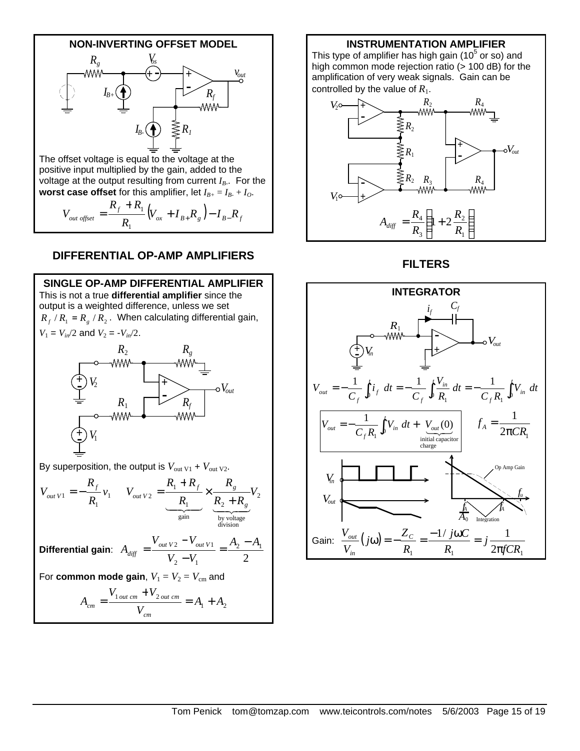### NON-INVERTING OFFSET MODEL

The offset voltage is equal to the voltage at the positive input multiplied by the gain, added to the voltage at the output resulting from current $I_{B-}$. For the **worst case offset** for this amplifier, let $I_{B+} = I_{B-} + I_O$.

$$V_{out\ offset} = \frac{R_f + R_1}{R_1}\left(V_{ox} + I_{B+}R_g\right) - I_{B-}R_f$$

## DIFFERENTIAL OP-AMP AMPLIFIERS

### SINGLE OP-AMP DIFFERENTIAL AMPLIFIER

This is not a true **differential amplifier** since the output is a weighted difference, unless we set $R_f / R_1 = R_g / R_2$. When calculating differential gain, $V_1 = V_{in}/2$ and $V_2 = -V_{in}/2$.

By superposition, the output is $V_{\text{out }V1} + V_{\text{out }V2}$.

$$V_{out\,V1} = -\frac{R_f}{R_1}v_1 \qquad V_{out\,V2} = \underbrace{\frac{R_1 + R_f}{R_1}}_{\text{gain}} \times \underbrace{\frac{R_g}{R_2 + R_g}}_{\text{by voltage division}} V_2$$

**Differential gain**: $A_{diff} = \dfrac{V_{out\,V2} - V_{out\,V1}}{V_2 - V_1} = \dfrac{A_2 - A_1}{2}$

For **common mode gain**, $V_1 = V_2 = V_{cm}$ and

$$A_{cm} = \frac{V_{1\,out\,cm} + V_{2\,out\,cm}}{V_{cm}} = A_1 + A_2$$

### INSTRUMENTATION AMPLIFIER

This type of amplifier has high gain ($10^5$ or so) and high common mode rejection ratio (> 100 dB) for the amplification of very weak signals. Gain can be controlled by the value of $R_1$.

$$A_{diff} = \frac{R_4}{R_3}\left(1 + 2\frac{R_2}{R_1}\right)$$

## FILTERS

### INTEGRATOR

$$V_{out} = -\frac{1}{C_f}\int_0^t i_f\,dt = -\frac{1}{C_f}\int_0^t \frac{V_{in}}{R_1}\,dt = -\frac{1}{C_f R_1}\int_0^t V_{in}\,dt$$

$$V_{out} = -\frac{1}{C_f R_1}\int_0^t V_{in}\,dt + \underbrace{V_{out}(0)}_{\text{initial capacitor charge}} \qquad f_A = \frac{1}{2\pi CR_1}$$

Gain: $\dfrac{V_{out}}{V_{in}}(j\omega) = -\dfrac{Z_C}{R_1} = \dfrac{-1/j\omega C}{R_1} = j\dfrac{1}{2\pi fCR_1}$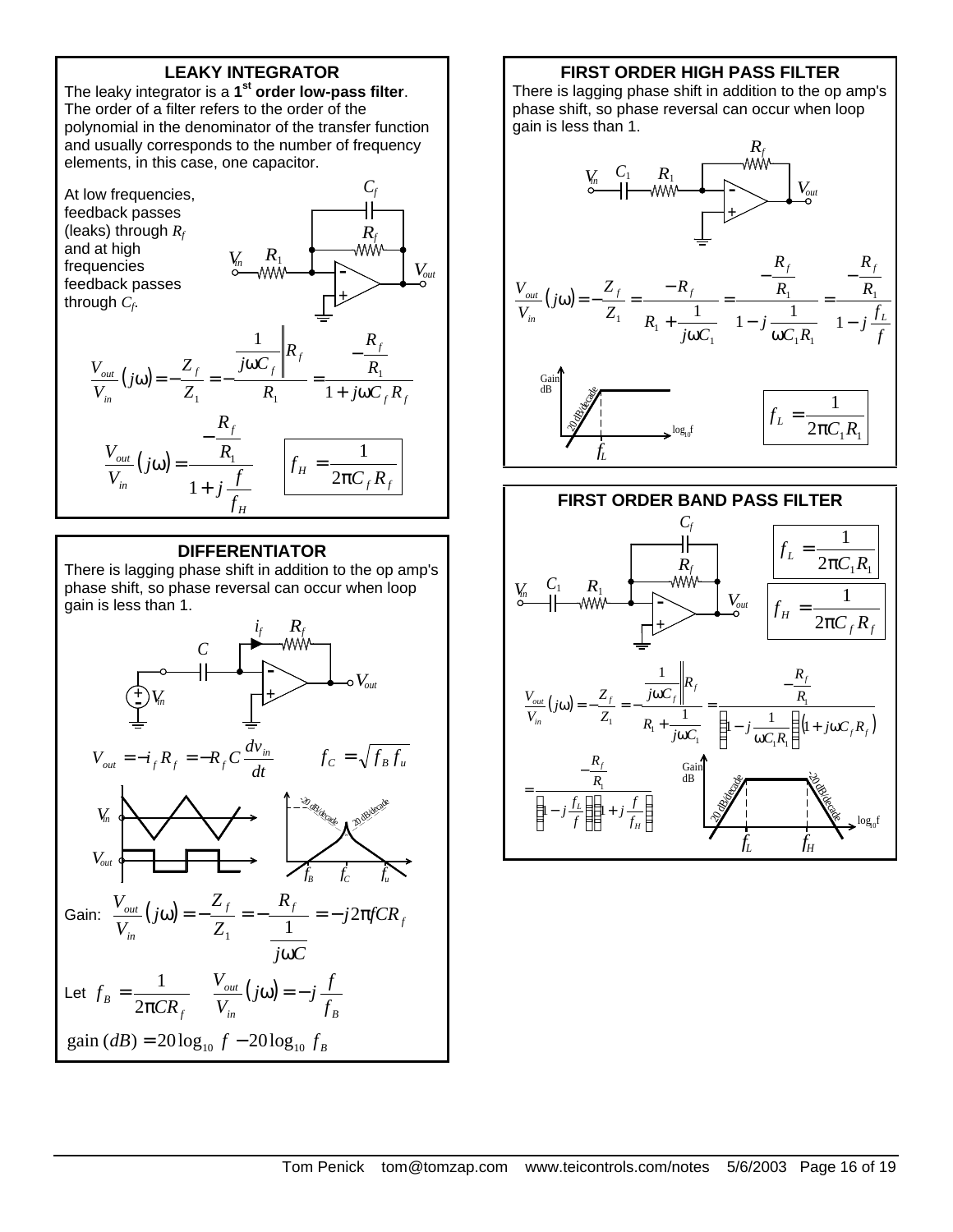## LEAKY INTEGRATOR

The leaky integrator is a **1st order low-pass filter**. The order of a filter refers to the order of the polynomial in the denominator of the transfer function and usually corresponds to the number of frequency elements, in this case, one capacitor.

At low frequencies, feedback passes (leaks) through $R_f$ and at high frequencies feedback passes through $C_f$.

$$\frac{V_{out}}{V_{in}}(j\omega) = -\frac{Z_f}{Z_1} = -\frac{\frac{1}{j\omega C_f}\Big\|R_f}{R_1} = \frac{-\frac{R_f}{R_1}}{1 + j\omega C_f R_f}$$

$$\frac{V_{out}}{V_{in}}(j\omega) = \frac{-\frac{R_f}{R_1}}{1 + j\frac{f}{f_H}} \qquad f_H = \frac{1}{2\pi C_f R_f}$$

## DIFFERENTIATOR

There is lagging phase shift in addition to the op amp's phase shift, so phase reversal can occur when loop gain is less than 1.

$$V_{out} = -i_f R_f = -R_f C \frac{dv_{in}}{dt} \qquad f_C = \sqrt{f_B f_u}$$

Gain: $\frac{V_{out}}{V_{in}}(j\omega) = -\frac{Z_f}{Z_1} = -\frac{R_f}{\frac{1}{j\omega C}} = -j2\pi f C R_f$

Let $f_B = \frac{1}{2\pi C R_f}$ $\quad \frac{V_{out}}{V_{in}}(j\omega) = -j\frac{f}{f_B}$

$$\text{gain}\,(dB) = 20\log_{10} f - 20\log_{10} f_B$$

## FIRST ORDER HIGH PASS FILTER

There is lagging phase shift in addition to the op amp's phase shift, so phase reversal can occur when loop gain is less than 1.

$$\frac{V_{out}}{V_{in}}(j\omega) = -\frac{Z_f}{Z_1} = \frac{-R_f}{R_1 + \frac{1}{j\omega C_1}} = \frac{-\frac{R_f}{R_1}}{1 - j\frac{1}{\omega C_1 R_1}} = \frac{-\frac{R_f}{R_1}}{1 - j\frac{f_L}{f}}$$

$$f_L = \frac{1}{2\pi C_1 R_1}$$

## FIRST ORDER BAND PASS FILTER

$$f_L = \frac{1}{2\pi C_1 R_1} \qquad f_H = \frac{1}{2\pi C_f R_f}$$

$$\frac{V_{out}}{V_{in}}(j\omega) = -\frac{Z_f}{Z_1} = -\frac{\frac{1}{j\omega C_f}\Big\|R_f}{R_1 + \frac{1}{j\omega C_1}} = \frac{-\frac{R_f}{R_1}}{\left(1 - j\frac{1}{\omega C_1 R_1}\right)\left(1 + j\omega C_f R_f\right)}$$

$$= \frac{-\frac{R_f}{R_1}}{\left(1 - j\frac{f_L}{f}\right)\left(1 + j\frac{f}{f_H}\right)}$$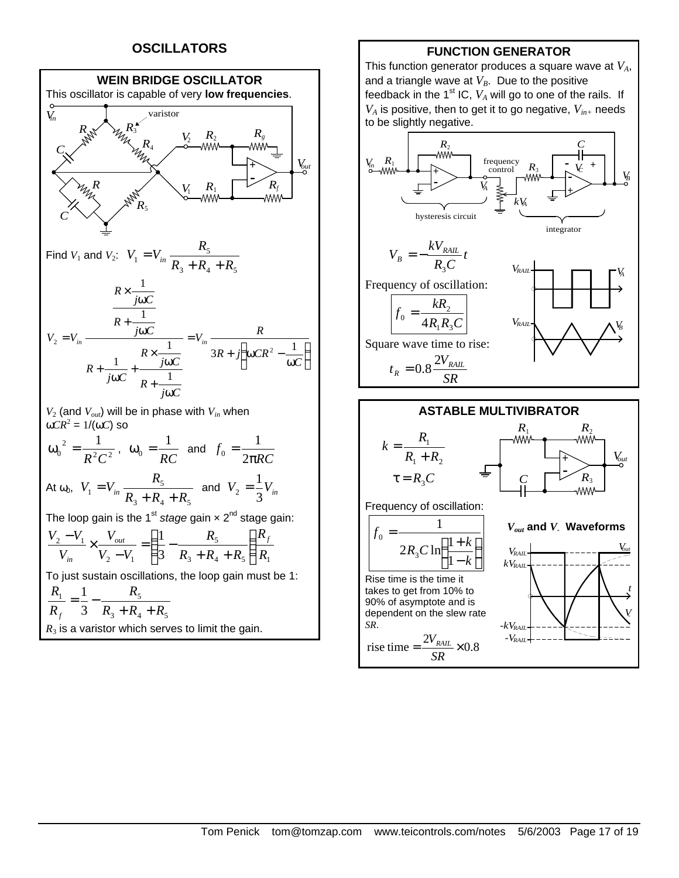# OSCILLATORS

## WEIN BRIDGE OSCILLATOR

This oscillator is capable of very **low frequencies**.

Find $V_1$ and $V_2$: $V_1 = V_{in} \dfrac{R_5}{R_3 + R_4 + R_5}$

$$V_2 = V_{in} \frac{\dfrac{R \times \frac{1}{j\omega C}}{R + \frac{1}{j\omega C}}}{R + \dfrac{1}{j\omega C} + \dfrac{R \times \frac{1}{j\omega C}}{R + \frac{1}{j\omega C}}} = V_{in} \frac{R}{3R + j\left(\omega C R^2 - \frac{1}{\omega C}\right)}$$

$V_2$ (and $V_{out}$) will be in phase with $V_{in}$ when $\omega C R^2 = 1/(\omega C)$ so

$$\omega_0^{\ 2} = \frac{1}{R^2 C^2}, \quad \omega_0 = \frac{1}{RC} \quad \text{and} \quad f_0 = \frac{1}{2\pi RC}$$

At $\omega_0$, $V_1 = V_{in} \dfrac{R_5}{R_3 + R_4 + R_5}$ and $V_2 = \dfrac{1}{3} V_{in}$

The loop gain is the 1st *stage* gain × 2nd stage gain:

$$\frac{V_2 - V_1}{V_{in}} \times \frac{V_{out}}{V_2 - V_1} = \left(\frac{1}{3} - \frac{R_5}{R_3 + R_4 + R_5}\right)\left(\frac{R_f}{R_1}\right)$$

To just sustain oscillations, the loop gain must be 1:

$$\frac{R_1}{R_f} = \frac{1}{3} - \frac{R_5}{R_3 + R_4 + R_5}$$

$R_3$ is a varistor which serves to limit the gain.

## FUNCTION GENERATOR

This function generator produces a square wave at $V_A$, and a triangle wave at $V_B$. Due to the positive feedback in the 1st IC, $V_A$ will go to one of the rails. If $V_A$ is positive, then to get it to go negative, $V_{in+}$ needs to be slightly negative.

$$V_B = -\frac{kV_{RAIL}}{R_3 C} t$$

Frequency of oscillation:

$$f_0 = \frac{kR_2}{4R_1 R_3 C}$$

Square wave time to rise:

$$t_R = 0.8 \frac{2V_{RAIL}}{SR}$$

## ASTABLE MULTIVIBRATOR

$$k = \frac{R_1}{R_1 + R_2}$$

$$\tau = R_3 C$$

Frequency of oscillation:

$$f_0 = \frac{1}{2R_3 C \ln\left(\frac{1+k}{1-k}\right)}$$

**$V_{out}$ and $V_-$ Waveforms**

Rise time is the time it takes to get from 10% to 90% of asymptote and is dependent on the slew rate *SR*.

$$\text{rise time} = \frac{2V_{RAIL}}{SR} \times 0.8$$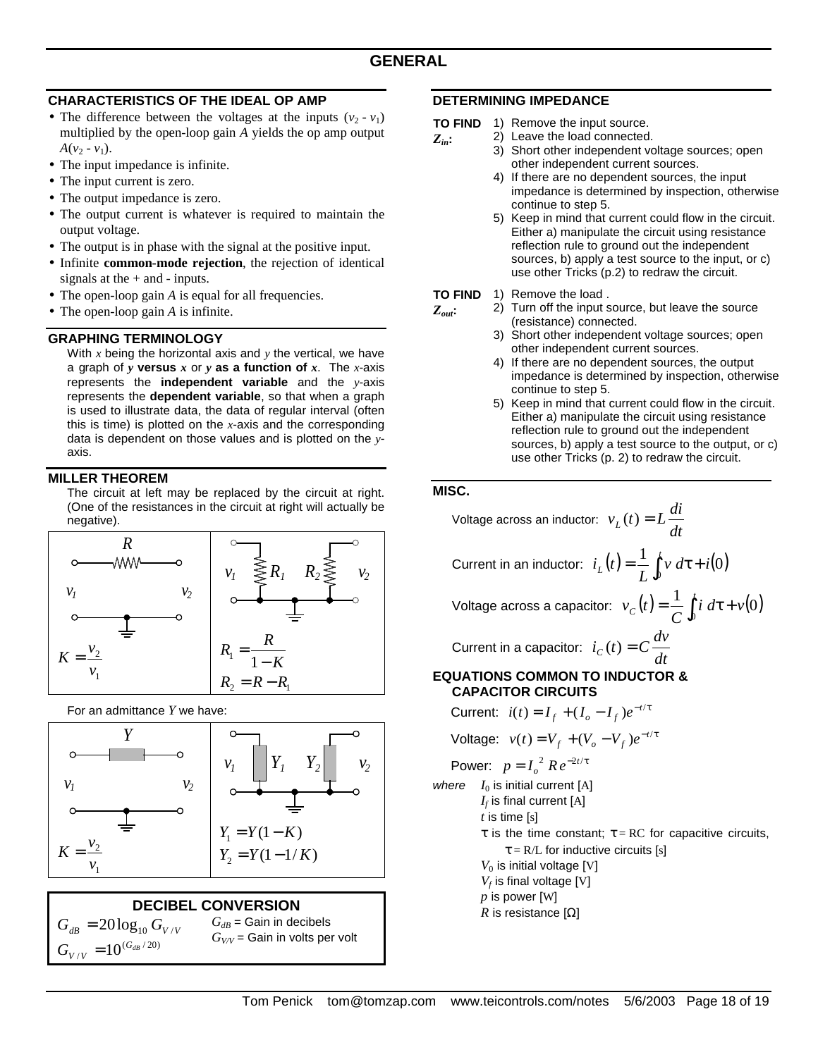# GENERAL

## CHARACTERISTICS OF THE IDEAL OP AMP

- The difference between the voltages at the inputs ($v_2$ - $v_1$) multiplied by the open-loop gain $A$ yields the op amp output $A(v_2 - v_1)$.
- The input impedance is infinite.
- The input current is zero.
- The output impedance is zero.
- The output current is whatever is required to maintain the output voltage.
- The output is in phase with the signal at the positive input.
- Infinite **common-mode rejection**, the rejection of identical signals at the + and - inputs.
- The open-loop gain $A$ is equal for all frequencies.
- The open-loop gain $A$ is infinite.

## GRAPHING TERMINOLOGY

With $x$ being the horizontal axis and $y$ the vertical, we have a graph of ***y* versus *x*** or ***y* as a function of *x***. The $x$-axis represents the **independent variable** and the $y$-axis represents the **dependent variable**, so that when a graph is used to illustrate data, the data of regular interval (often this is time) is plotted on the $x$-axis and the corresponding data is dependent on those values and is plotted on the $y$-axis.

## MILLER THEOREM

The circuit at left may be replaced by the circuit at right. (One of the resistances in the circuit at right will actually be negative).

R
$v_1$ $v_2$

$$K = \frac{v_2}{v_1}$$

$v_1$ $R_1$ $R_2$ $v_2$

$$R_1 = \frac{R}{1-K}$$

$$R_2 = R - R_1$$

For an admittance $Y$ we have:

Y
$v_1$ $v_2$

$$K = \frac{v_2}{v_1}$$

$v_1$ $Y_1$ $Y_2$ $v_2$

$$Y_1 = Y(1-K)$$

$$Y_2 = Y(1-1/K)$$

## DECIBEL CONVERSION

$$G_{dB} = 20\log_{10} G_{V/V}$$

$$G_{V/V} = 10^{(G_{dB}/20)}$$

$G_{dB}$ = Gain in decibels
$G_{V/V}$ = Gain in volts per volt

## DETERMINING IMPEDANCE

**TO FIND $Z_{in}$:**

1) Remove the input source.
2) Leave the load connected.
3) Short other independent voltage sources; open other independent current sources.
4) If there are no dependent sources, the input impedance is determined by inspection, otherwise continue to step 5.
5) Keep in mind that current could flow in the circuit. Either a) manipulate the circuit using resistance reflection rule to ground out the independent sources, b) apply a test source to the input, or c) use other Tricks (p.2) to redraw the circuit.

**TO FIND $Z_{out}$:**

1) Remove the load .
2) Turn off the input source, but leave the source (resistance) connected.
3) Short other independent voltage sources; open other independent current sources.
4) If there are no dependent sources, the output impedance is determined by inspection, otherwise continue to step 5.
5) Keep in mind that current could flow in the circuit. Either a) manipulate the circuit using resistance reflection rule to ground out the independent sources, b) apply a test source to the output, or c) use other Tricks (p. 2) to redraw the circuit.

## MISC.

Voltage across an inductor: $v_L(t) = L\dfrac{di}{dt}$

Current in an inductor: $i_L(t) = \dfrac{1}{L}\int_0^t v\, d\tau + i(0)$

Voltage across a capacitor: $v_C(t) = \dfrac{1}{C}\int_0^t i\, d\tau + v(0)$

Current in a capacitor: $i_C(t) = C\dfrac{dv}{dt}$

## EQUATIONS COMMON TO INDUCTOR & CAPACITOR CIRCUITS

Current: $i(t) = I_f + (I_o - I_f)e^{-t/\tau}$

Voltage: $v(t) = V_f + (V_o - V_f)e^{-t/\tau}$

Power: $p = I_o^2\, R e^{-2t/\tau}$

*where*
$I_0$ is initial current [A]
$I_f$ is final current [A]
$t$ is time [s]
$\tau$ is the time constant; $\tau$ = RC for capacitive circuits, $\tau$ = R/L for inductive circuits [s]
$V_0$ is initial voltage [V]
$V_f$ is final voltage [V]
$p$ is power [W]
$R$ is resistance [Ω]